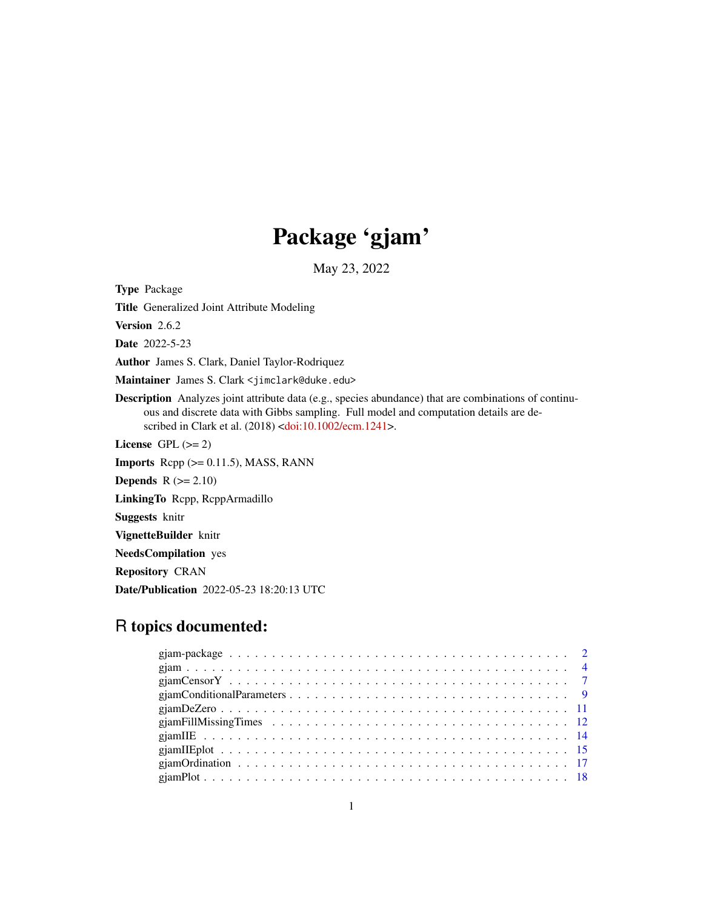# Package 'gjam'

May 23, 2022

**Type** Package

**Title** Generalized Joint Attribute Modeling

**Version** 2.6.2

**Date** 2022-5-23

**Author** James S. Clark, Daniel Taylor-Rodriquez

**Maintainer** James S. Clark <jimclark@duke.edu>

**Description** Analyzes joint attribute data (e.g., species abundance) that are combinations of continuous and discrete data with Gibbs sampling. Full model and computation details are described in Clark et al. (2018) <doi:10.1002/ecm.1241>.

**License** GPL (>= 2)

**Imports** Rcpp (>= 0.11.5), MASS, RANN

**Depends** R (>= 2.10)

**LinkingTo** Rcpp, RcppArmadillo

**Suggests** knitr

**VignetteBuilder** knitr

**NeedsCompilation** yes

**Repository** CRAN

**Date/Publication** 2022-05-23 18:20:13 UTC

## R topics documented:

| | |
|---|---|
| gjam-package | 2 |
| gjam | 4 |
| gjamCensorY | 7 |
| gjamConditionalParameters | 9 |
| gjamDeZero | 11 |
| gjamFillMissingTimes | 12 |
| gjamIIE | 14 |
| gjamIIEplot | 15 |
| gjamOrdination | 17 |
| gjamPlot | 18 |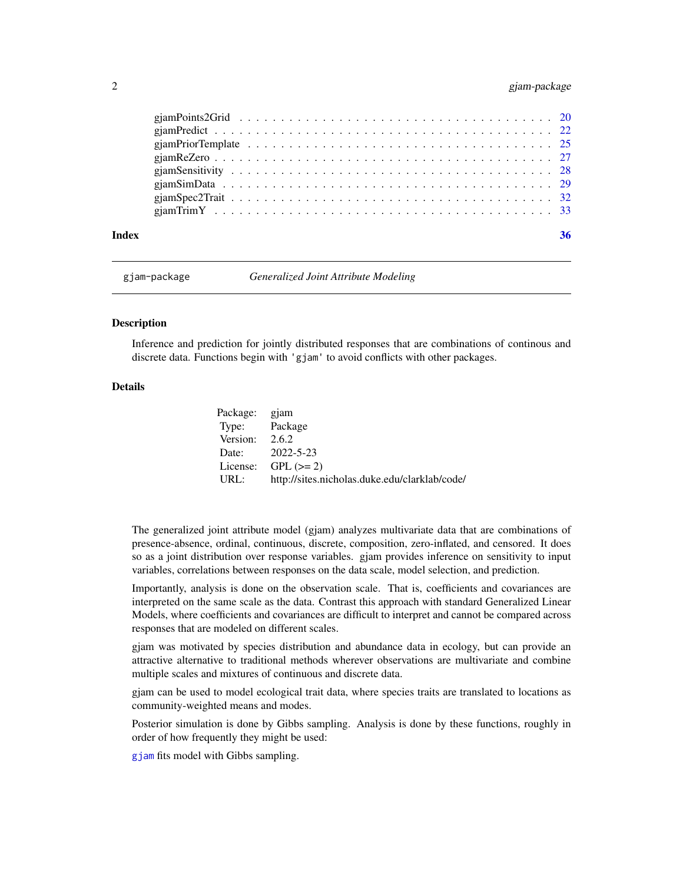gjamPoints2Grid . . . . . . . . . . . . . . . . . . . . . . . . . . . . . . . . . . 20
gjamPredict . . . . . . . . . . . . . . . . . . . . . . . . . . . . . . . . . . . . 22
gjamPriorTemplate . . . . . . . . . . . . . . . . . . . . . . . . . . . . . . . . . 25
gjamReZero . . . . . . . . . . . . . . . . . . . . . . . . . . . . . . . . . . . . 27
gjamSensitivity . . . . . . . . . . . . . . . . . . . . . . . . . . . . . . . . . . 28
gjamSimData . . . . . . . . . . . . . . . . . . . . . . . . . . . . . . . . . . . . 29
gjamSpec2Trait . . . . . . . . . . . . . . . . . . . . . . . . . . . . . . . . . . . 32
gjamTrimY . . . . . . . . . . . . . . . . . . . . . . . . . . . . . . . . . . . . . 33

**Index** **36**

---

`gjam-package` *Generalized Joint Attribute Modeling*

---

## Description

Inference and prediction for jointly distributed responses that are combinations of continous and discrete data. Functions begin with `'gjam'` to avoid conflicts with other packages.

## Details

| | |
|---|---|
| Package: | gjam |
| Type: | Package |
| Version: | 2.6.2 |
| Date: | 2022-5-23 |
| License: | GPL (>= 2) |
| URL: | http://sites.nicholas.duke.edu/clarklab/code/ |

The generalized joint attribute model (gjam) analyzes multivariate data that are combinations of presence-absence, ordinal, continuous, discrete, composition, zero-inflated, and censored. It does so as a joint distribution over response variables. gjam provides inference on sensitivity to input variables, correlations between responses on the data scale, model selection, and prediction.

Importantly, analysis is done on the observation scale. That is, coefficients and covariances are interpreted on the same scale as the data. Contrast this approach with standard Generalized Linear Models, where coefficients and covariances are difficult to interpret and cannot be compared across responses that are modeled on different scales.

gjam was motivated by species distribution and abundance data in ecology, but can provide an attractive alternative to traditional methods wherever observations are multivariate and combine multiple scales and mixtures of continuous and discrete data.

gjam can be used to model ecological trait data, where species traits are translated to locations as community-weighted means and modes.

Posterior simulation is done by Gibbs sampling. Analysis is done by these functions, roughly in order of how frequently they might be used:

`gjam` fits model with Gibbs sampling.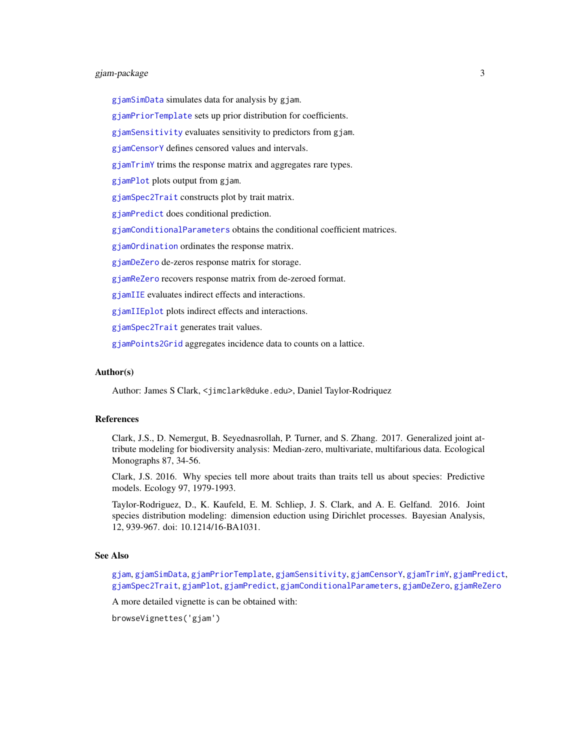`gjamSimData` simulates data for analysis by `gjam`.

`gjamPriorTemplate` sets up prior distribution for coefficients.

`gjamSensitivity` evaluates sensitivity to predictors from `gjam`.

`gjamCensorY` defines censored values and intervals.

`gjamTrimY` trims the response matrix and aggregates rare types.

`gjamPlot` plots output from `gjam`.

`gjamSpec2Trait` constructs plot by trait matrix.

`gjamPredict` does conditional prediction.

`gjamConditionalParameters` obtains the conditional coefficient matrices.

`gjamOrdination` ordinates the response matrix.

`gjamDeZero` de-zeros response matrix for storage.

`gjamReZero` recovers response matrix from de-zeroed format.

`gjamIIE` evaluates indirect effects and interactions.

`gjamIIEplot` plots indirect effects and interactions.

`gjamSpec2Trait` generates trait values.

`gjamPoints2Grid` aggregates incidence data to counts on a lattice.

## Author(s)

Author: James S Clark, `<jimclark@duke.edu>`, Daniel Taylor-Rodriquez

## References

Clark, J.S., D. Nemergut, B. Seyednasrollah, P. Turner, and S. Zhang. 2017. Generalized joint attribute modeling for biodiversity analysis: Median-zero, multivariate, multifarious data. Ecological Monographs 87, 34-56.

Clark, J.S. 2016. Why species tell more about traits than traits tell us about species: Predictive models. Ecology 97, 1979-1993.

Taylor-Rodriguez, D., K. Kaufeld, E. M. Schliep, J. S. Clark, and A. E. Gelfand. 2016. Joint species distribution modeling: dimension eduction using Dirichlet processes. Bayesian Analysis, 12, 939-967. doi: 10.1214/16-BA1031.

## See Also

`gjam`, `gjamSimData`, `gjamPriorTemplate`, `gjamSensitivity`, `gjamCensorY`, `gjamTrimY`, `gjamPredict`, `gjamSpec2Trait`, `gjamPlot`, `gjamPredict`, `gjamConditionalParameters`, `gjamDeZero`, `gjamReZero`

A more detailed vignette is can be obtained with:

```
browseVignettes('gjam')
```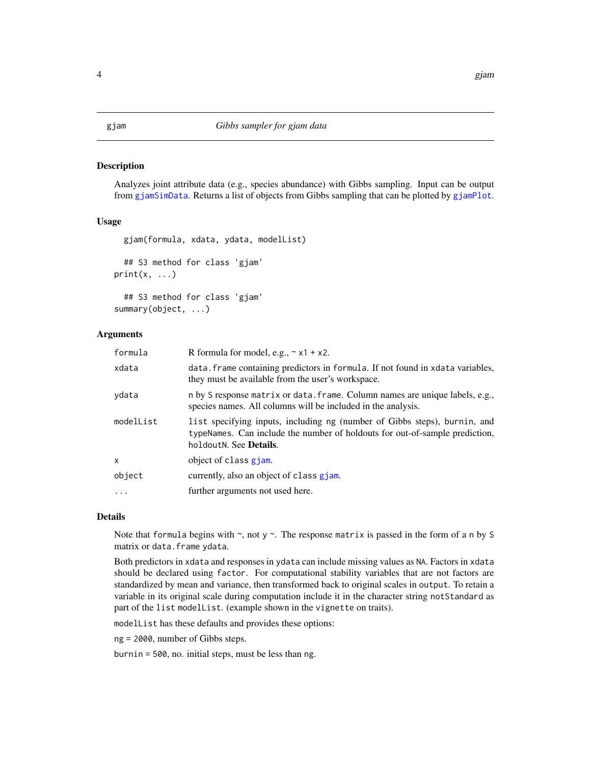gjam *Gibbs sampler for gjam data*

## Description

Analyzes joint attribute data (e.g., species abundance) with Gibbs sampling. Input can be output from gjamSimData. Returns a list of objects from Gibbs sampling that can be plotted by gjamPlot.

## Usage

```
  gjam(formula, xdata, ydata, modelList)

  ## S3 method for class 'gjam'
print(x, ...)

  ## S3 method for class 'gjam'
summary(object, ...)
```

## Arguments

| | |
|---|---|
| formula | R formula for model, e.g., ~ x1 + x2. |
| xdata | data.frame containing predictors in formula. If not found in xdata variables, they must be available from the user's workspace. |
| ydata | n by S response matrix or data.frame. Column names are unique labels, e.g., species names. All columns will be included in the analysis. |
| modelList | list specifying inputs, including ng (number of Gibbs steps), burnin, and typeNames. Can include the number of holdouts for out-of-sample prediction, holdoutN. See **Details**. |
| x | object of class gjam. |
| object | currently, also an object of class gjam. |
| ... | further arguments not used here. |

## Details

Note that formula begins with ~, not y ~. The response matrix is passed in the form of a n by S matrix or data.frame ydata.

Both predictors in xdata and responses in ydata can include missing values as NA. Factors in xdata should be declared using factor. For computational stability variables that are not factors are standardized by mean and variance, then transformed back to original scales in output. To retain a variable in its original scale during computation include it in the character string notStandard as part of the list modelList. (example shown in the vignette on traits).

modelList has these defaults and provides these options:

ng = 2000, number of Gibbs steps.

burnin = 500, no. initial steps, must be less than ng.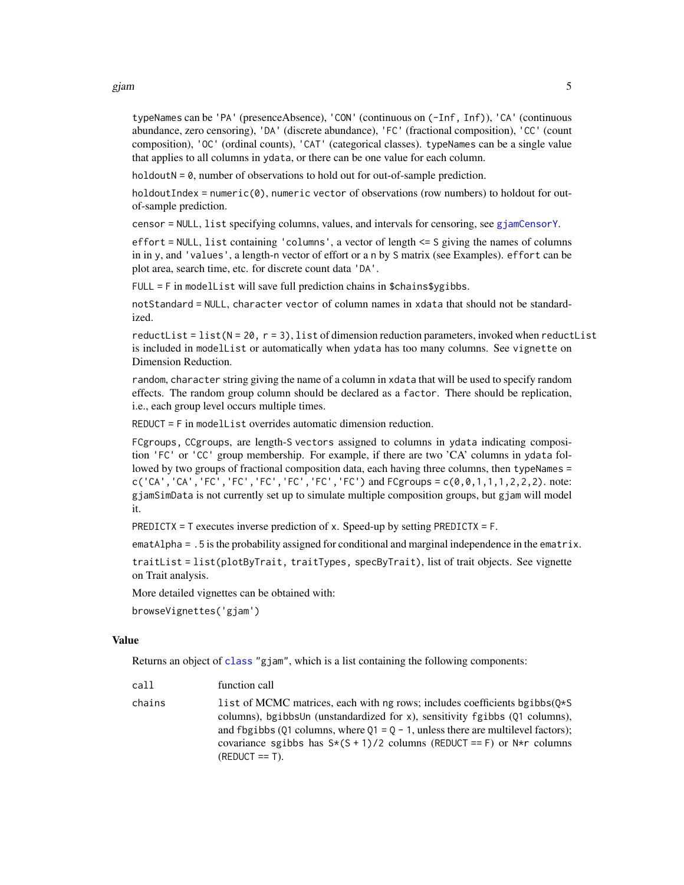`typeNames` can be `'PA'` (presenceAbsence), `'CON'` (continuous on `(-Inf, Inf)`), `'CA'` (continuous abundance, zero censoring), `'DA'` (discrete abundance), `'FC'` (fractional composition), `'CC'` (count composition), `'OC'` (ordinal counts), `'CAT'` (categorical classes). `typeNames` can be a single value that applies to all columns in `ydata`, or there can be one value for each column.

`holdoutN = 0`, number of observations to hold out for out-of-sample prediction.

`holdoutIndex = numeric(0)`, `numeric vector` of observations (row numbers) to holdout for out-of-sample prediction.

`censor = NULL`, `list` specifying columns, values, and intervals for censoring, see `gjamCensorY`.

`effort = NULL`, `list` containing `'columns'`, a vector of length <= S giving the names of columns in in y, and `'values'`, a length-n vector of effort or a n by S matrix (see Examples). `effort` can be plot area, search time, etc. for discrete count data `'DA'`.

`FULL = F` in `modelList` will save full prediction chains in `$chains$ygibbs`.

`notStandard = NULL`, `character vector` of column names in `xdata` that should not be standardized.

`reductList = list(N = 20, r = 3)`, list of dimension reduction parameters, invoked when `reductList` is included in `modelList` or automatically when `ydata` has too many columns. See `vignette` on Dimension Reduction.

`random`, `character` string giving the name of a column in `xdata` that will be used to specify random effects. The random group column should be declared as a `factor`. There should be replication, i.e., each group level occurs multiple times.

`REDUCT = F` in `modelList` overrides automatic dimension reduction.

`FCgroups, CCgroups`, are length-S `vectors` assigned to columns in `ydata` indicating composition `'FC'` or `'CC'` group membership. For example, if there are two 'CA' columns in `ydata` followed by two groups of fractional composition data, each having three columns, then `typeNames = c('CA','CA','FC','FC','FC','FC','FC','FC')` and `FCgroups = c(0,0,1,1,1,2,2,2)`. note: `gjamSimData` is not currently set up to simulate multiple composition groups, but `gjam` will model it.

`PREDICTX = T` executes inverse prediction of x. Speed-up by setting `PREDICTX = F`.

`ematAlpha = .5` is the probability assigned for conditional and marginal independence in the `ematrix`.

`traitList = list(plotByTrait, traitTypes, specByTrait)`, list of trait objects. See vignette on Trait analysis.

More detailed vignettes can be obtained with:

```
browseVignettes('gjam')
```

## Value

Returns an object of `class` "gjam", which is a list containing the following components:

| | |
|---|---|
| `call` | function call |
| `chains` | `list` of MCMC matrices, each with `ng` rows; includes coefficients `bgibbs(Q*S` columns), `bgibbsUn` (unstandardized for x), sensitivity `fgibbs` (`Q1` columns), and `fbgibbs` (`Q1` columns, where `Q1 = Q - 1`, unless there are multilevel factors); covariance `sgibbs` has `S*(S + 1)/2` columns (`REDUCT == F`) or `N*r` columns (`REDUCT == T`). |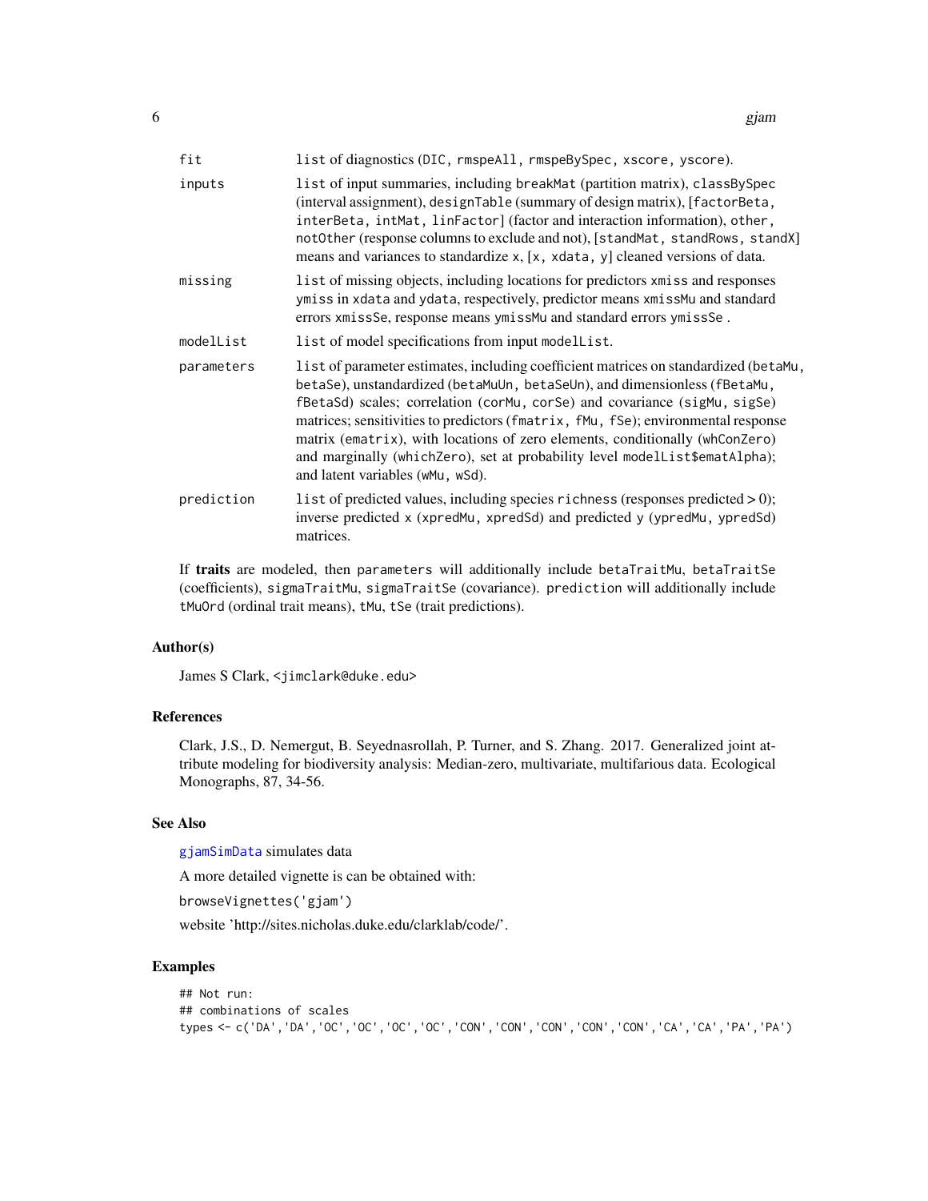| | |
|---|---|
| fit | list of diagnostics (DIC, rmspeAll, rmspeBySpec, xscore, yscore). |
| inputs | list of input summaries, including breakMat (partition matrix), classBySpec (interval assignment), designTable (summary of design matrix), [factorBeta, interBeta, intMat, linFactor] (factor and interaction information), other, notOther (response columns to exclude and not), [standMat, standRows, standX] means and variances to standardize x, [x, xdata, y] cleaned versions of data. |
| missing | list of missing objects, including locations for predictors xmiss and responses ymiss in xdata and ydata, respectively, predictor means xmissMu and standard errors xmissSe, response means ymissMu and standard errors ymissSe . |
| modelList | list of model specifications from input modelList. |
| parameters | list of parameter estimates, including coefficient matrices on standardized (betaMu, betaSe), unstandardized (betaMuUn, betaSeUn), and dimensionless (fBetaMu, fBetaSd) scales; correlation (corMu, corSe) and covariance (sigMu, sigSe) matrices; sensitivities to predictors (fmatrix, fMu, fSe); environmental response matrix (ematrix), with locations of zero elements, conditionally (whConZero) and marginally (whichZero), set at probability level modelList$ematAlpha); and latent variables (wMu, wSd). |
| prediction | list of predicted values, including species richness (responses predicted > 0); inverse predicted x (xpredMu, xpredSd) and predicted y (ypredMu, ypredSd) matrices. |

If **traits** are modeled, then parameters will additionally include betaTraitMu, betaTraitSe (coefficients), sigmaTraitMu, sigmaTraitSe (covariance). prediction will additionally include tMuOrd (ordinal trait means), tMu, tSe (trait predictions).

## Author(s)

James S Clark, <jimclark@duke.edu>

## References

Clark, J.S., D. Nemergut, B. Seyednasrollah, P. Turner, and S. Zhang. 2017. Generalized joint attribute modeling for biodiversity analysis: Median-zero, multivariate, multifarious data. Ecological Monographs, 87, 34-56.

## See Also

gjamSimData simulates data

A more detailed vignette is can be obtained with:

browseVignettes('gjam')

website 'http://sites.nicholas.duke.edu/clarklab/code/'.

## Examples

```
## Not run:
## combinations of scales
types <- c('DA','DA','OC','OC','OC','OC','CON','CON','CON','CON','CON','CA','CA','PA','PA')
```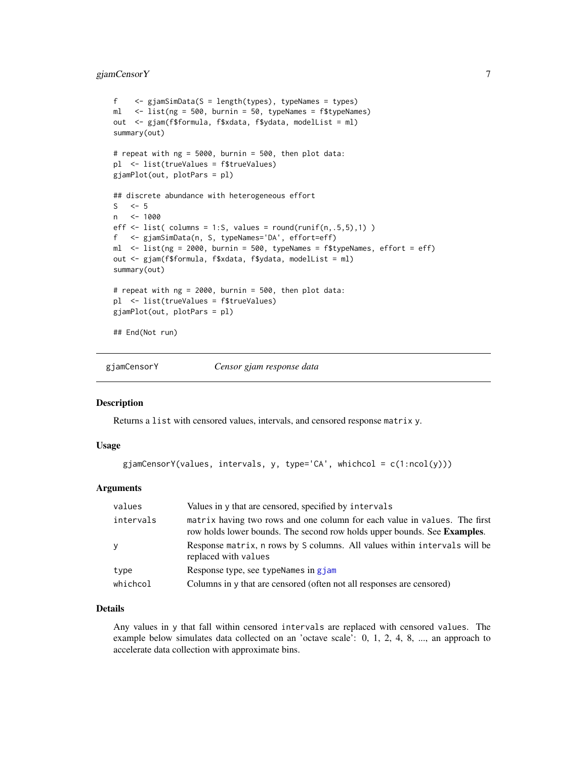```
f    <- gjamSimData(S = length(types), typeNames = types)
ml   <- list(ng = 500, burnin = 50, typeNames = f$typeNames)
out  <- gjam(f$formula, f$xdata, f$ydata, modelList = ml)
summary(out)

# repeat with ng = 5000, burnin = 500, then plot data:
pl  <- list(trueValues = f$trueValues)
gjamPlot(out, plotPars = pl)

## discrete abundance with heterogeneous effort
S   <- 5
n   <- 1000
eff <- list( columns = 1:S, values = round(runif(n,.5,5),1) )
f   <- gjamSimData(n, S, typeNames='DA', effort=eff)
ml  <- list(ng = 2000, burnin = 500, typeNames = f$typeNames, effort = eff)
out <- gjam(f$formula, f$xdata, f$ydata, modelList = ml)
summary(out)

# repeat with ng = 2000, burnin = 500, then plot data:
pl  <- list(trueValues = f$trueValues)
gjamPlot(out, plotPars = pl)

## End(Not run)
```

---

# gjamCensorY *Censor gjam response data*

---

## Description

Returns a `list` with censored values, intervals, and censored response `matrix` `y`.

## Usage

```
gjamCensorY(values, intervals, y, type='CA', whichcol = c(1:ncol(y)))
```

## Arguments

| | |
|---|---|
| `values` | Values in `y` that are censored, specified by `intervals` |
| `intervals` | `matrix` having two rows and one column for each value in `values`. The first row holds lower bounds. The second row holds upper bounds. See **Examples**. |
| `y` | Response `matrix`, `n` rows by `S` columns. All values within `intervals` will be replaced with `values` |
| `type` | Response type, see `typeNames` in `gjam` |
| `whichcol` | Columns in `y` that are censored (often not all responses are censored) |

## Details

Any values in `y` that fall within censored `intervals` are replaced with censored `values`. The example below simulates data collected on an 'octave scale': 0, 1, 2, 4, 8, ..., an approach to accelerate data collection with approximate bins.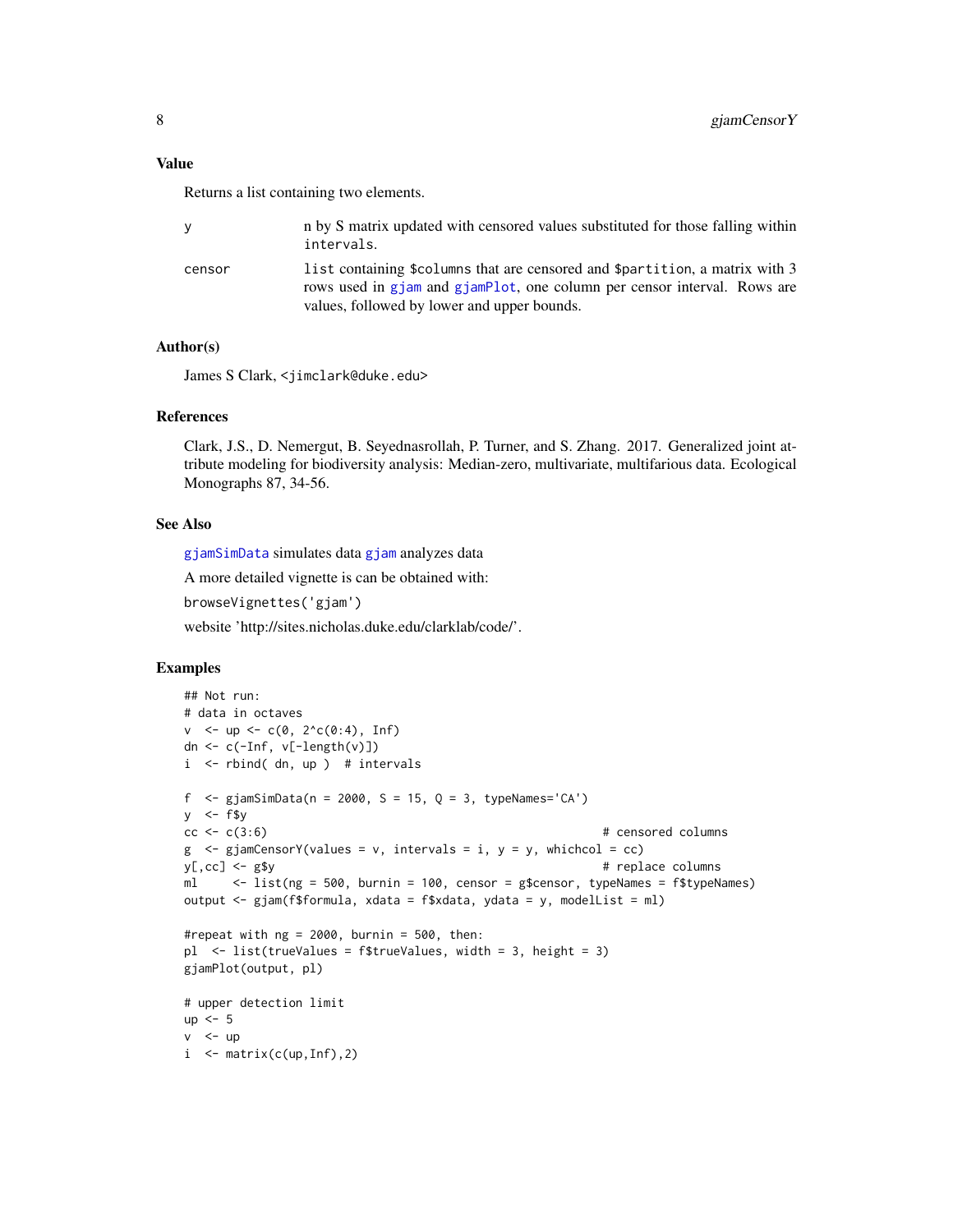## Value

Returns a list containing two elements.

| | |
|---|---|
| y | n by S matrix updated with censored values substituted for those falling within intervals. |
| censor | list containing $columns that are censored and $partition, a matrix with 3 rows used in gjam and gjamPlot, one column per censor interval. Rows are values, followed by lower and upper bounds. |

## Author(s)

James S Clark, <jimclark@duke.edu>

## References

Clark, J.S., D. Nemergut, B. Seyednasrollah, P. Turner, and S. Zhang. 2017. Generalized joint attribute modeling for biodiversity analysis: Median-zero, multivariate, multifarious data. Ecological Monographs 87, 34-56.

## See Also

gjamSimData simulates data gjam analyzes data

A more detailed vignette is can be obtained with:

browseVignettes('gjam')

website 'http://sites.nicholas.duke.edu/clarklab/code/'.

## Examples

```
## Not run:
# data in octaves
v  <- up <- c(0, 2^c(0:4), Inf)
dn <- c(-Inf, v[-length(v)])
i  <- rbind( dn, up )  # intervals

f  <- gjamSimData(n = 2000, S = 15, Q = 3, typeNames='CA')
y  <- f$y
cc <- c(3:6)                                            # censored columns
g  <- gjamCensorY(values = v, intervals = i, y = y, whichcol = cc)
y[,cc] <- g$y                                           # replace columns
ml     <- list(ng = 500, burnin = 100, censor = g$censor, typeNames = f$typeNames)
output <- gjam(f$formula, xdata = f$xdata, ydata = y, modelList = ml)

#repeat with ng = 2000, burnin = 500, then:
pl  <- list(trueValues = f$trueValues, width = 3, height = 3)
gjamPlot(output, pl)

# upper detection limit
up <- 5
v  <- up
i  <- matrix(c(up,Inf),2)
```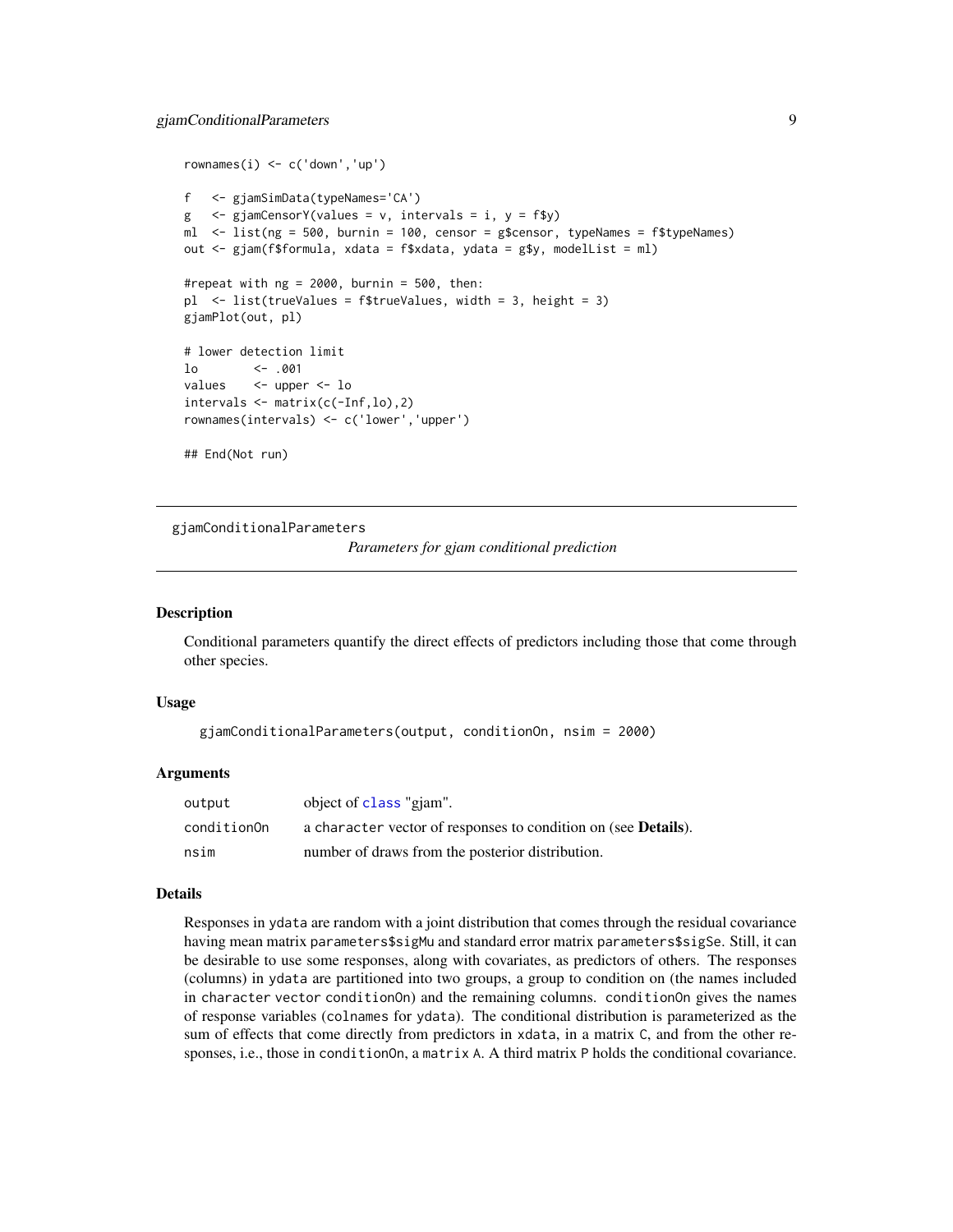```
rownames(i) <- c('down','up')

f   <- gjamSimData(typeNames='CA')
g   <- gjamCensorY(values = v, intervals = i, y = f$y)
ml  <- list(ng = 500, burnin = 100, censor = g$censor, typeNames = f$typeNames)
out <- gjam(f$formula, xdata = f$xdata, ydata = g$y, modelList = ml)

#repeat with ng = 2000, burnin = 500, then:
pl  <- list(trueValues = f$trueValues, width = 3, height = 3)
gjamPlot(out, pl)

# lower detection limit
lo        <- .001
values    <- upper <- lo
intervals <- matrix(c(-Inf,lo),2)
rownames(intervals) <- c('lower','upper')

## End(Not run)
```

## gjamConditionalParameters

*Parameters for gjam conditional prediction*

### Description

Conditional parameters quantify the direct effects of predictors including those that come through other species.

### Usage

```
gjamConditionalParameters(output, conditionOn, nsim = 2000)
```

### Arguments

| | |
|---|---|
| `output` | object of `class` "gjam". |
| `conditionOn` | a `character` vector of responses to condition on (see **Details**). |
| `nsim` | number of draws from the posterior distribution. |

### Details

Responses in `ydata` are random with a joint distribution that comes through the residual covariance having mean matrix `parameters$sigMu` and standard error matrix `parameters$sigSe`. Still, it can be desirable to use some responses, along with covariates, as predictors of others. The responses (columns) in `ydata` are partitioned into two groups, a group to condition on (the names included in `character vector conditionOn`) and the remaining columns. `conditionOn` gives the names of response variables (`colnames` for `ydata`). The conditional distribution is parameterized as the sum of effects that come directly from predictors in `xdata`, in a matrix `C`, and from the other responses, i.e., those in `conditionOn`, a `matrix A`. A third matrix `P` holds the conditional covariance.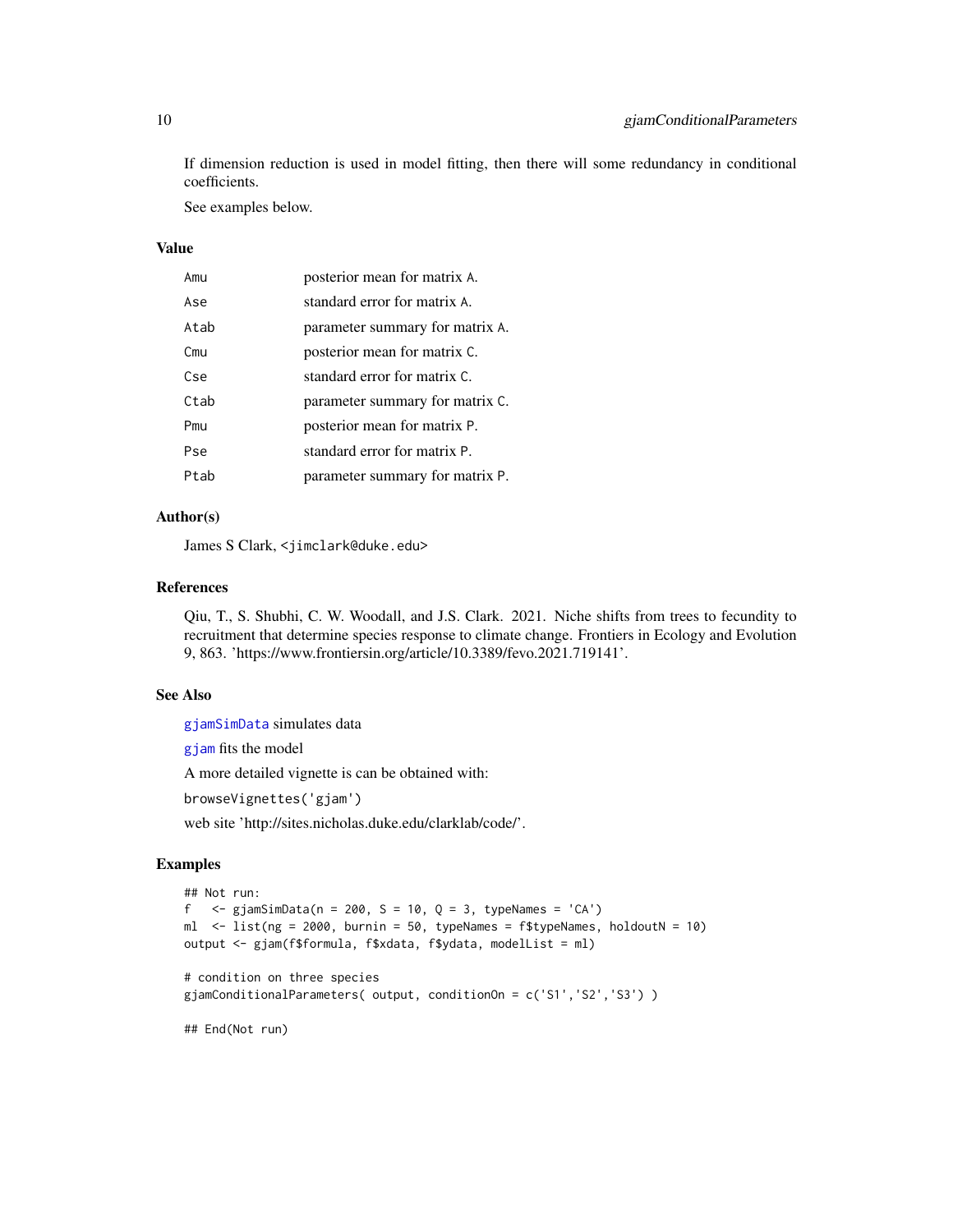If dimension reduction is used in model fitting, then there will some redundancy in conditional coefficients.

See examples below.

### Value

| | |
|---|---|
| Amu | posterior mean for matrix A. |
| Ase | standard error for matrix A. |
| Atab | parameter summary for matrix A. |
| Cmu | posterior mean for matrix C. |
| Cse | standard error for matrix C. |
| Ctab | parameter summary for matrix C. |
| Pmu | posterior mean for matrix P. |
| Pse | standard error for matrix P. |
| Ptab | parameter summary for matrix P. |

### Author(s)

James S Clark, <jimclark@duke.edu>

### References

Qiu, T., S. Shubhi, C. W. Woodall, and J.S. Clark. 2021. Niche shifts from trees to fecundity to recruitment that determine species response to climate change. Frontiers in Ecology and Evolution 9, 863. 'https://www.frontiersin.org/article/10.3389/fevo.2021.719141'.

### See Also

gjamSimData simulates data

gjam fits the model

A more detailed vignette is can be obtained with:

browseVignettes('gjam')

web site 'http://sites.nicholas.duke.edu/clarklab/code/'.

### Examples

```
## Not run:
f   <- gjamSimData(n = 200, S = 10, Q = 3, typeNames = 'CA')
ml  <- list(ng = 2000, burnin = 50, typeNames = f$typeNames, holdoutN = 10)
output <- gjam(f$formula, f$xdata, f$ydata, modelList = ml)

# condition on three species
gjamConditionalParameters( output, conditionOn = c('S1','S2','S3') )

## End(Not run)
```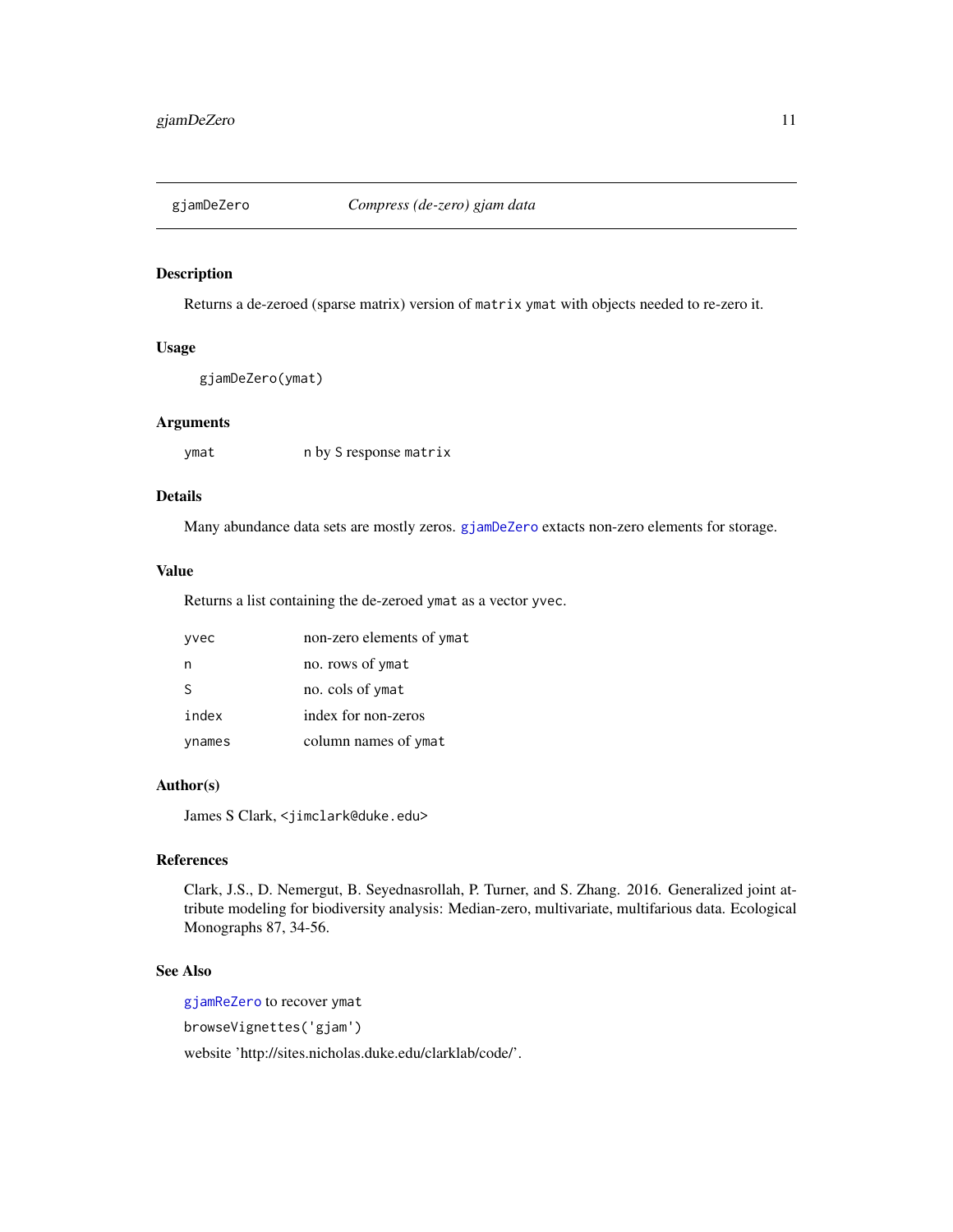## gjamDeZero — *Compress (de-zero) gjam data*

### Description

Returns a de-zeroed (sparse matrix) version of `matrix` `ymat` with objects needed to re-zero it.

### Usage

```
gjamDeZero(ymat)
```

### Arguments

| | |
|---|---|
| `ymat` | `n` by `S` response `matrix` |

### Details

Many abundance data sets are mostly zeros. `gjamDeZero` extacts non-zero elements for storage.

### Value

Returns a list containing the de-zeroed `ymat` as a vector `yvec`.

| | |
|---|---|
| `yvec` | non-zero elements of `ymat` |
| `n` | no. rows of `ymat` |
| `S` | no. cols of `ymat` |
| `index` | index for non-zeros |
| `ynames` | column names of `ymat` |

### Author(s)

James S Clark, `<jimclark@duke.edu>`

### References

Clark, J.S., D. Nemergut, B. Seyednasrollah, P. Turner, and S. Zhang. 2016. Generalized joint attribute modeling for biodiversity analysis: Median-zero, multivariate, multifarious data. Ecological Monographs 87, 34-56.

### See Also

`gjamReZero` to recover `ymat`

`browseVignettes('gjam')`

website 'http://sites.nicholas.duke.edu/clarklab/code/'.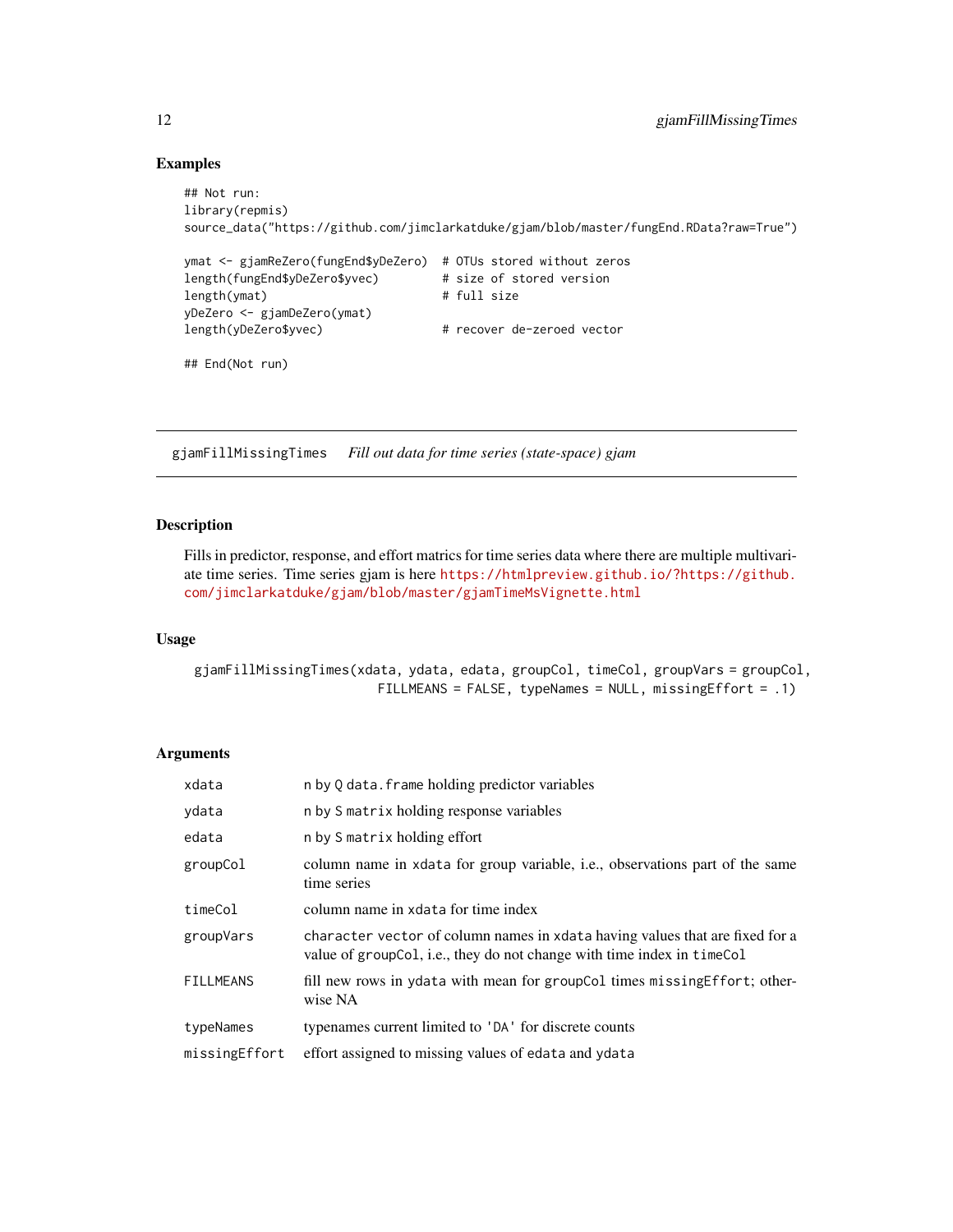## Examples

```
## Not run:
library(repmis)
source_data("https://github.com/jimclarkatduke/gjam/blob/master/fungEnd.RData?raw=True")

ymat <- gjamReZero(fungEnd$yDeZero)  # OTUs stored without zeros
length(fungEnd$yDeZero$yvec)         # size of stored version
length(ymat)                         # full size
yDeZero <- gjamDeZero(ymat)
length(yDeZero$yvec)                 # recover de-zeroed vector

## End(Not run)
```

---

# gjamFillMissingTimes    *Fill out data for time series (state-space) gjam*

---

## Description

Fills in predictor, response, and effort matrics for time series data where there are multiple multivariate time series. Time series gjam is here https://htmlpreview.github.io/?https://github.com/jimclarkatduke/gjam/blob/master/gjamTimeMsVignette.html

## Usage

```
gjamFillMissingTimes(xdata, ydata, edata, groupCol, timeCol, groupVars = groupCol,
                     FILLMEANS = FALSE, typeNames = NULL, missingEffort = .1)
```

## Arguments

| | |
|---|---|
| `xdata` | `n` by `Q` `data.frame` holding predictor variables |
| `ydata` | `n` by `S` `matrix` holding response variables |
| `edata` | `n` by `S` `matrix` holding effort |
| `groupCol` | column name in `xdata` for group variable, i.e., observations part of the same time series |
| `timeCol` | column name in `xdata` for time index |
| `groupVars` | `character vector` of column names in `xdata` having values that are fixed for a value of `groupCol`, i.e., they do not change with time index in `timeCol` |
| `FILLMEANS` | fill new rows in `ydata` with mean for `groupCol` times `missingEffort`; otherwise NA |
| `typeNames` | typenames current limited to `'DA'` for discrete counts |
| `missingEffort` | effort assigned to missing values of `edata` and `ydata` |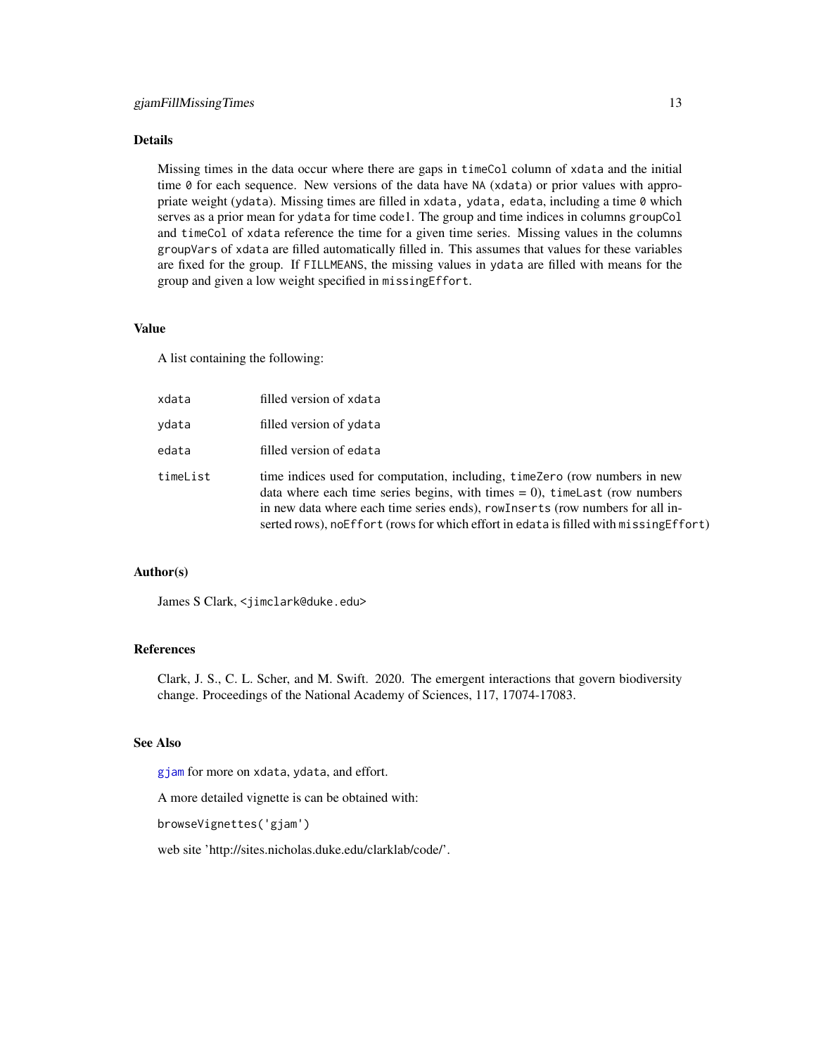## Details

Missing times in the data occur where there are gaps in `timeCol` column of `xdata` and the initial time `0` for each sequence. New versions of the data have `NA` (`xdata`) or prior values with appropriate weight (`ydata`). Missing times are filled in `xdata, ydata, edata`, including a time `0` which serves as a prior mean for `ydata` for time code1. The group and time indices in columns `groupCol` and `timeCol` of `xdata` reference the time for a given time series. Missing values in the columns `groupVars` of `xdata` are filled automatically filled in. This assumes that values for these variables are fixed for the group. If `FILLMEANS`, the missing values in `ydata` are filled with means for the group and given a low weight specified in `missingEffort`.

## Value

A list containing the following:

| | |
|---|---|
| `xdata` | filled version of `xdata` |
| `ydata` | filled version of `ydata` |
| `edata` | filled version of `edata` |
| `timeList` | time indices used for computation, including, `timeZero` (row numbers in new data where each time series begins, with times = 0), `timeLast` (row numbers in new data where each time series ends), `rowInserts` (row numbers for all inserted rows), `noEffort` (rows for which effort in `edata` is filled with `missingEffort`) |

## Author(s)

James S Clark, <jimclark@duke.edu>

## References

Clark, J. S., C. L. Scher, and M. Swift. 2020. The emergent interactions that govern biodiversity change. Proceedings of the National Academy of Sciences, 117, 17074-17083.

## See Also

`gjam` for more on `xdata`, `ydata`, and effort.

A more detailed vignette is can be obtained with:

```
browseVignettes('gjam')
```

web site 'http://sites.nicholas.duke.edu/clarklab/code/'.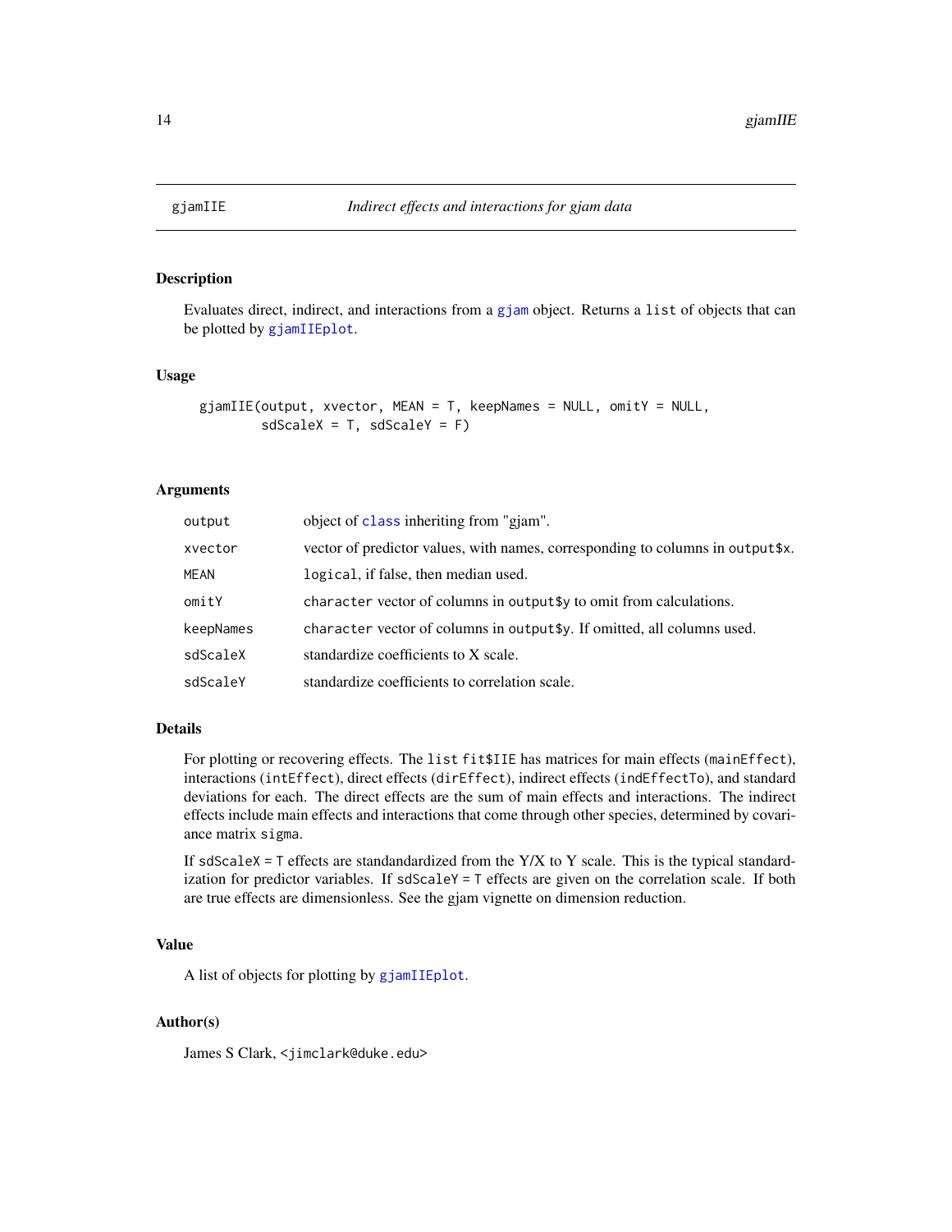# gjamIIE — Indirect effects and interactions for gjam data

## Description

Evaluates direct, indirect, and interactions from a `gjam` object. Returns a `list` of objects that can be plotted by `gjamIIEplot`.

## Usage

```
gjamIIE(output, xvector, MEAN = T, keepNames = NULL, omitY = NULL,
        sdScaleX = T, sdScaleY = F)
```

## Arguments

| | |
|---|---|
| `output` | object of `class` inheriting from "gjam". |
| `xvector` | vector of predictor values, with names, corresponding to columns in `output$x`. |
| `MEAN` | `logical`, if false, then median used. |
| `omitY` | `character` vector of columns in `output$y` to omit from calculations. |
| `keepNames` | `character` vector of columns in `output$y`. If omitted, all columns used. |
| `sdScaleX` | standardize coefficients to X scale. |
| `sdScaleY` | standardize coefficients to correlation scale. |

## Details

For plotting or recovering effects. The `list fit$IIE` has matrices for main effects (`mainEffect`), interactions (`intEffect`), direct effects (`dirEffect`), indirect effects (`indEffectTo`), and standard deviations for each. The direct effects are the sum of main effects and interactions. The indirect effects include main effects and interactions that come through other species, determined by covariance matrix `sigma`.

If `sdScaleX = T` effects are standandardized from the Y/X to Y scale. This is the typical standardization for predictor variables. If `sdScaleY = T` effects are given on the correlation scale. If both are true effects are dimensionless. See the gjam vignette on dimension reduction.

## Value

A list of objects for plotting by `gjamIIEplot`.

## Author(s)

James S Clark, <jimclark@duke.edu>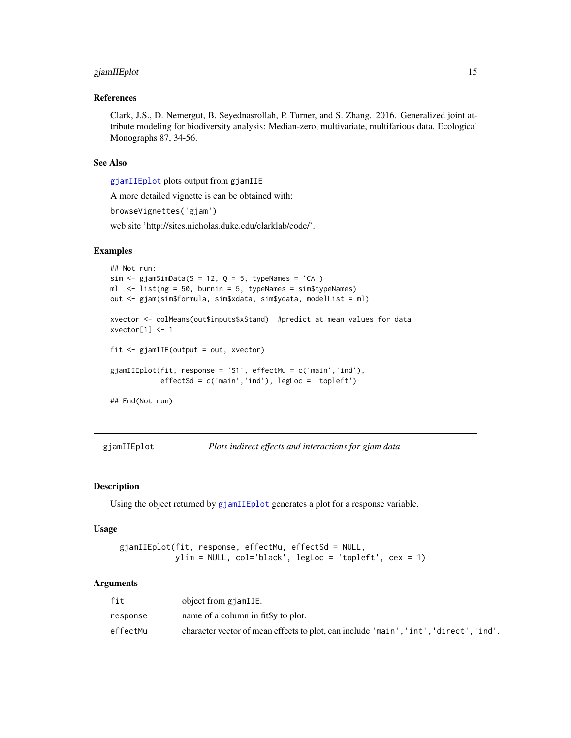## References

Clark, J.S., D. Nemergut, B. Seyednasrollah, P. Turner, and S. Zhang. 2016. Generalized joint attribute modeling for biodiversity analysis: Median-zero, multivariate, multifarious data. Ecological Monographs 87, 34-56.

## See Also

`gjamIIEplot` plots output from `gjamIIE`

A more detailed vignette is can be obtained with:

`browseVignettes('gjam')`

web site 'http://sites.nicholas.duke.edu/clarklab/code/'.

## Examples

```
## Not run:
sim <- gjamSimData(S = 12, Q = 5, typeNames = 'CA')
ml  <- list(ng = 50, burnin = 5, typeNames = sim$typeNames)
out <- gjam(sim$formula, sim$xdata, sim$ydata, modelList = ml)

xvector <- colMeans(out$inputs$xStand)  #predict at mean values for data
xvector[1] <- 1

fit <- gjamIIE(output = out, xvector)

gjamIIEplot(fit, response = 'S1', effectMu = c('main','ind'),
            effectSd = c('main','ind'), legLoc = 'topleft')

## End(Not run)
```

---

# gjamIIEplot *Plots indirect effects and interactions for gjam data*

## Description

Using the object returned by `gjamIIEplot` generates a plot for a response variable.

## Usage

```
gjamIIEplot(fit, response, effectMu, effectSd = NULL,
            ylim = NULL, col='black', legLoc = 'topleft', cex = 1)
```

## Arguments

| | |
|---|---|
| `fit` | object from `gjamIIE`. |
| `response` | name of a column in fit$y to plot. |
| `effectMu` | character vector of mean effects to plot, can include `'main'`,`'int'`,`'direct'`,`'ind'`. |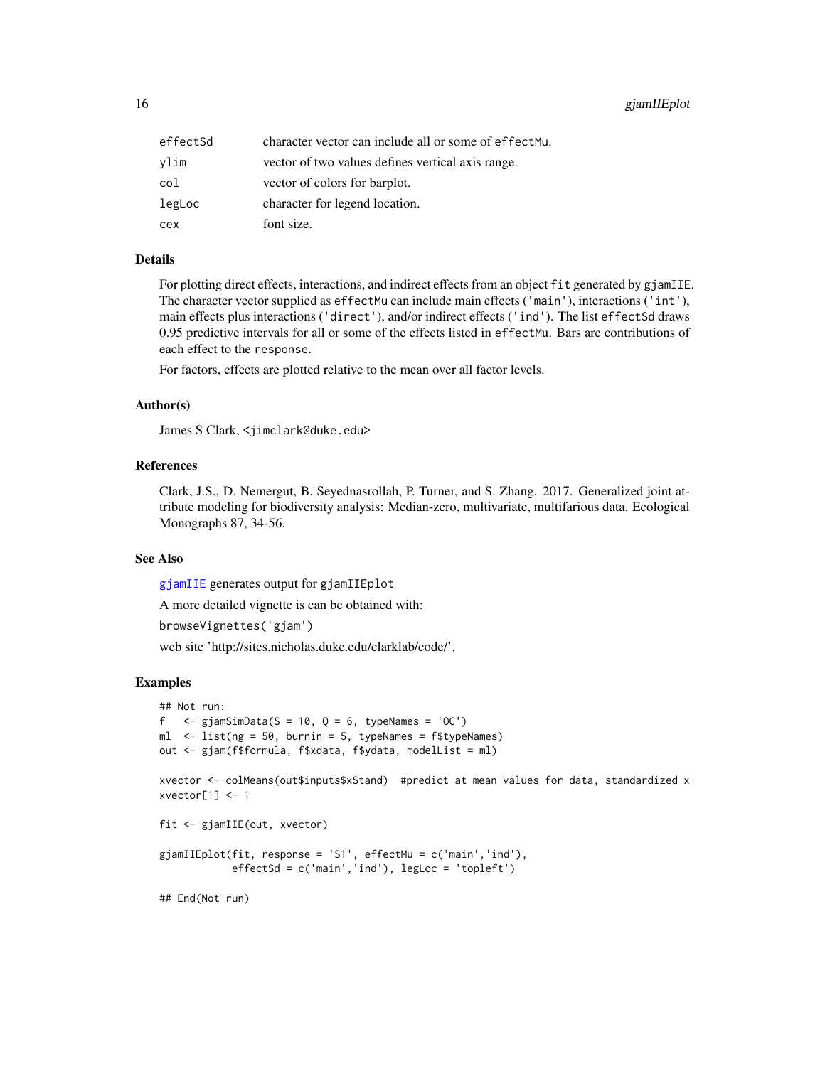| | |
|---|---|
| effectSd | character vector can include all or some of effectMu. |
| ylim | vector of two values defines vertical axis range. |
| col | vector of colors for barplot. |
| legLoc | character for legend location. |
| cex | font size. |

## Details

For plotting direct effects, interactions, and indirect effects from an object `fit` generated by `gjamIIE`. The character vector supplied as `effectMu` can include main effects (`'main'`), interactions (`'int'`), main effects plus interactions (`'direct'`), and/or indirect effects (`'ind'`). The list `effectSd` draws 0.95 predictive intervals for all or some of the effects listed in `effectMu`. Bars are contributions of each effect to the `response`.

For factors, effects are plotted relative to the mean over all factor levels.

## Author(s)

James S Clark, <jimclark@duke.edu>

## References

Clark, J.S., D. Nemergut, B. Seyednasrollah, P. Turner, and S. Zhang. 2017. Generalized joint attribute modeling for biodiversity analysis: Median-zero, multivariate, multifarious data. Ecological Monographs 87, 34-56.

## See Also

`gjamIIE` generates output for `gjamIIEplot`

A more detailed vignette is can be obtained with:

`browseVignettes('gjam')`

web site 'http://sites.nicholas.duke.edu/clarklab/code/'.

## Examples

```
## Not run:
f   <- gjamSimData(S = 10, Q = 6, typeNames = 'OC')
ml  <- list(ng = 50, burnin = 5, typeNames = f$typeNames)
out <- gjam(f$formula, f$xdata, f$ydata, modelList = ml)

xvector <- colMeans(out$inputs$xStand)  #predict at mean values for data, standardized x
xvector[1] <- 1

fit <- gjamIIE(out, xvector)

gjamIIEplot(fit, response = 'S1', effectMu = c('main','ind'),
            effectSd = c('main','ind'), legLoc = 'topleft')

## End(Not run)
```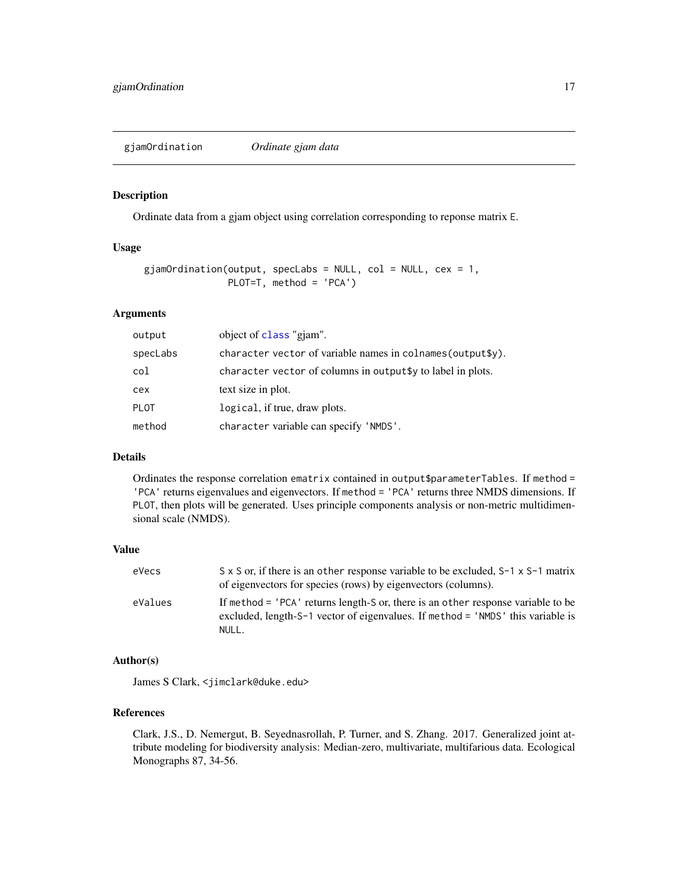# gjamOrdination — *Ordinate gjam data*

## Description

Ordinate data from a gjam object using correlation corresponding to reponse matrix `E`.

## Usage

```
gjamOrdination(output, specLabs = NULL, col = NULL, cex = 1,
               PLOT=T, method = 'PCA')
```

## Arguments

| | |
|---|---|
| `output` | object of `class` "gjam". |
| `specLabs` | `character` vector of variable names in `colnames(output$y)`. |
| `col` | `character` vector of columns in `output$y` to label in plots. |
| `cex` | text size in plot. |
| `PLOT` | `logical`, if true, draw plots. |
| `method` | `character` variable can specify `'NMDS'`. |

## Details

Ordinates the response correlation `ematrix` contained in `output$parameterTables`. If `method = 'PCA'` returns eigenvalues and eigenvectors. If `method = 'PCA'` returns three NMDS dimensions. If `PLOT`, then plots will be generated. Uses principle components analysis or non-metric multidimensional scale (NMDS).

## Value

| | |
|---|---|
| `eVecs` | `S x S` or, if there is an `other` response variable to be excluded, `S-1 x S-1` matrix of eigenvectors for species (rows) by eigenvectors (columns). |
| `eValues` | If `method = 'PCA'` returns length-`S` or, there is an `other` response variable to be excluded, length-`S-1` vector of eigenvalues. If `method = 'NMDS'` this variable is `NULL`. |

## Author(s)

James S Clark, <jimclark@duke.edu>

## References

Clark, J.S., D. Nemergut, B. Seyednasrollah, P. Turner, and S. Zhang. 2017. Generalized joint attribute modeling for biodiversity analysis: Median-zero, multivariate, multifarious data. Ecological Monographs 87, 34-56.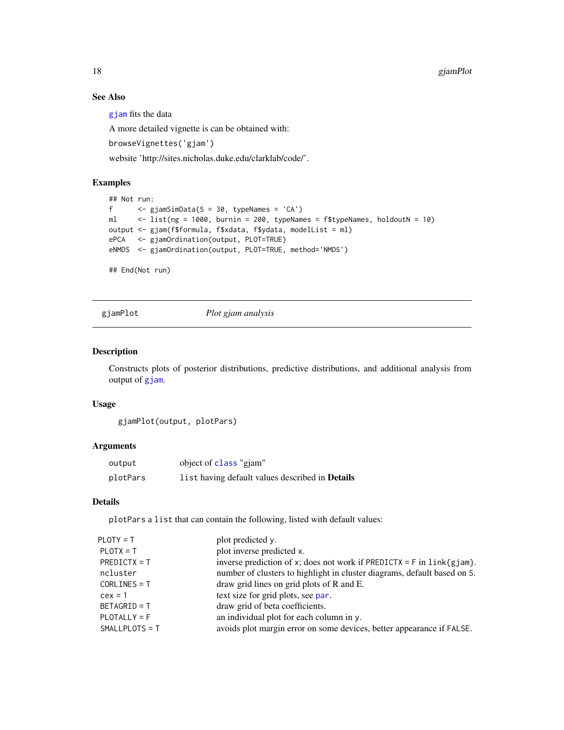### See Also

`gjam` fits the data

A more detailed vignette is can be obtained with:

`browseVignettes('gjam')`

website 'http://sites.nicholas.duke.edu/clarklab/code/'.

### Examples

```
## Not run:
f      <- gjamSimData(S = 30, typeNames = 'CA')
ml     <- list(ng = 1000, burnin = 200, typeNames = f$typeNames, holdoutN = 10)
output <- gjam(f$formula, f$xdata, f$ydata, modelList = ml)
ePCA   <- gjamOrdination(output, PLOT=TRUE)
eNMDS  <- gjamOrdination(output, PLOT=TRUE, method='NMDS')

## End(Not run)
```

---

## gjamPlot — *Plot gjam analysis*

### Description

Constructs plots of posterior distributions, predictive distributions, and additional analysis from output of `gjam`.

### Usage

```
gjamPlot(output, plotPars)
```

### Arguments

| | |
|---|---|
| `output` | object of `class` "gjam" |
| `plotPars` | `list` having default values described in **Details** |

### Details

`plotPars` a `list` that can contain the following, listed with default values:

| | |
|---|---|
| `PLOTY = T` | plot predicted `y`. |
| `PLOTX = T` | plot inverse predicted `x`. |
| `PREDICTX = T` | inverse prediction of `x`; does not work if `PREDICTX = F` in `link{gjam}`. |
| `ncluster` | number of clusters to highlight in cluster diagrams, default based on `S`. |
| `CORLINES = T` | draw grid lines on grid plots of R and E. |
| `cex = 1` | text size for grid plots, see `par`. |
| `BETAGRID = T` | draw grid of beta coefficients. |
| `PLOTALLY = F` | an individual plot for each column in `y`. |
| `SMALLPLOTS = T` | avoids plot margin error on some devices, better appearance if `FALSE`. |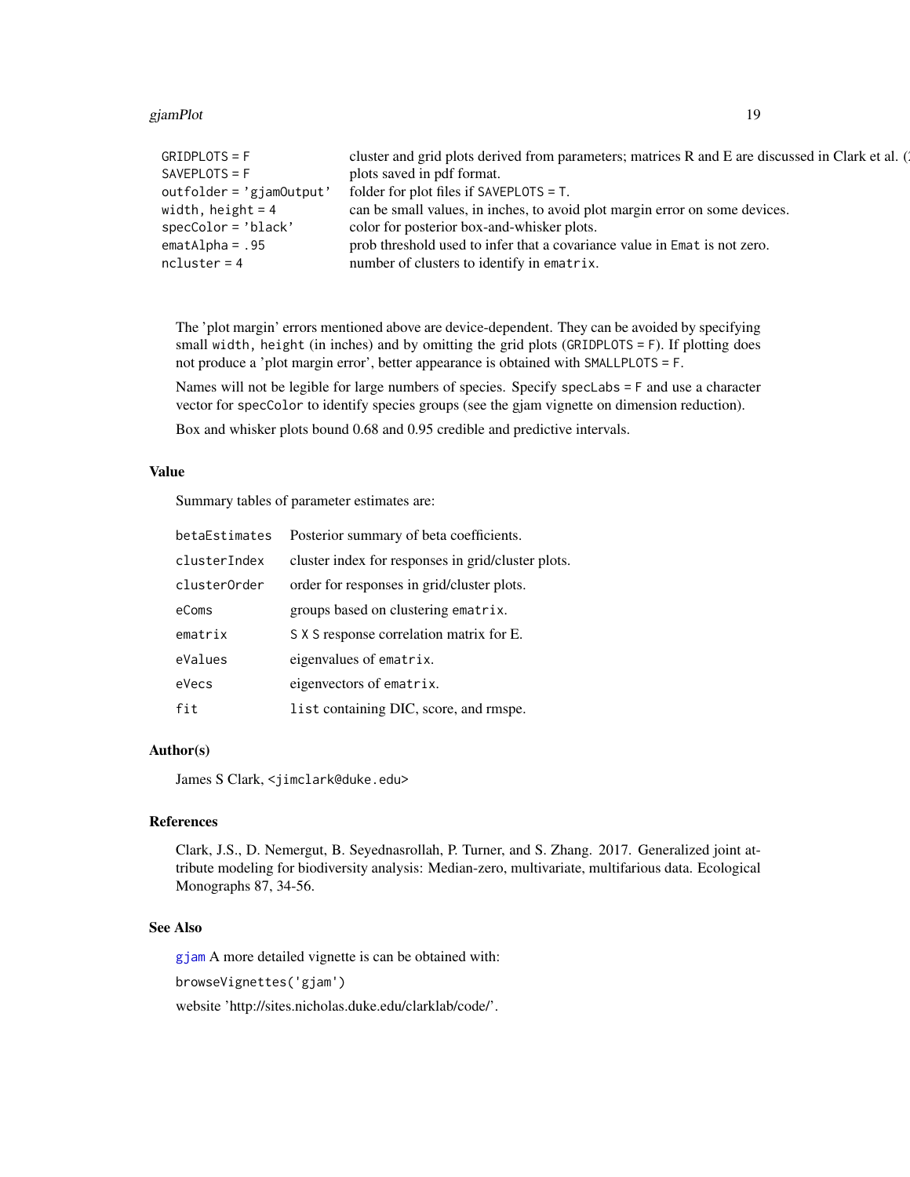| | |
|---|---|
| `GRIDPLOTS = F` | cluster and grid plots derived from parameters; matrices R and E are discussed in Clark et al. (2 |
| `SAVEPLOTS = F` | plots saved in pdf format. |
| `outfolder = 'gjamOutput'` | folder for plot files if `SAVEPLOTS = T`. |
| `width, height = 4` | can be small values, in inches, to avoid plot margin error on some devices. |
| `specColor = 'black'` | color for posterior box-and-whisker plots. |
| `ematAlpha = .95` | prob threshold used to infer that a covariance value in `Emat` is not zero. |
| `ncluster = 4` | number of clusters to identify in `ematrix`. |

The 'plot margin' errors mentioned above are device-dependent. They can be avoided by specifying small `width, height` (in inches) and by omitting the grid plots (`GRIDPLOTS = F`). If plotting does not produce a 'plot margin error', better appearance is obtained with `SMALLPLOTS = F`.

Names will not be legible for large numbers of species. Specify `specLabs = F` and use a character vector for `specColor` to identify species groups (see the gjam vignette on dimension reduction).

Box and whisker plots bound 0.68 and 0.95 credible and predictive intervals.

## Value

Summary tables of parameter estimates are:

| | |
|---|---|
| `betaEstimates` | Posterior summary of beta coefficients. |
| `clusterIndex` | cluster index for responses in grid/cluster plots. |
| `clusterOrder` | order for responses in grid/cluster plots. |
| `eComs` | groups based on clustering `ematrix`. |
| `ematrix` | `S X S` response correlation matrix for E. |
| `eValues` | eigenvalues of `ematrix`. |
| `eVecs` | eigenvectors of `ematrix`. |
| `fit` | `list` containing DIC, score, and rmspe. |

## Author(s)

James S Clark, <jimclark@duke.edu>

## References

Clark, J.S., D. Nemergut, B. Seyednasrollah, P. Turner, and S. Zhang. 2017. Generalized joint attribute modeling for biodiversity analysis: Median-zero, multivariate, multifarious data. Ecological Monographs 87, 34-56.

## See Also

`gjam` A more detailed vignette is can be obtained with:

`browseVignettes('gjam')`

website 'http://sites.nicholas.duke.edu/clarklab/code/'.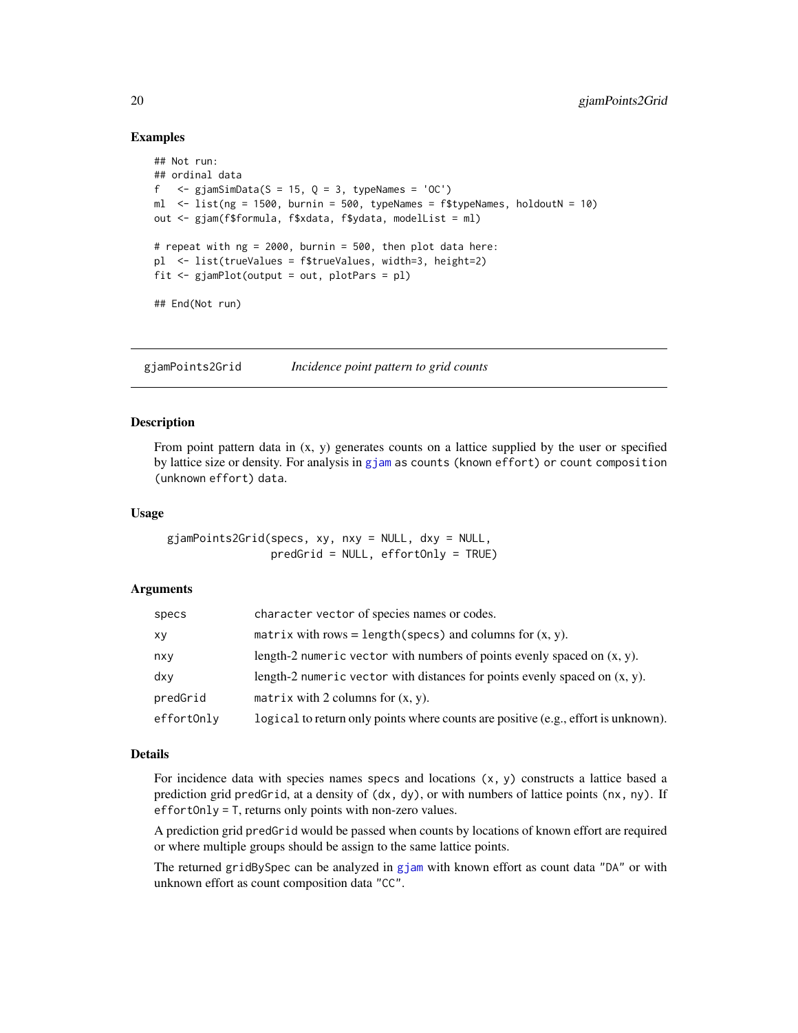## Examples

```
## Not run:
## ordinal data
f   <- gjamSimData(S = 15, Q = 3, typeNames = 'OC')
ml  <- list(ng = 1500, burnin = 500, typeNames = f$typeNames, holdoutN = 10)
out <- gjam(f$formula, f$xdata, f$ydata, modelList = ml)

# repeat with ng = 2000, burnin = 500, then plot data here:
pl  <- list(trueValues = f$trueValues, width=3, height=2)
fit <- gjamPlot(output = out, plotPars = pl)

## End(Not run)
```

---

# gjamPoints2Grid — *Incidence point pattern to grid counts*

## Description

From point pattern data in (x, y) generates counts on a lattice supplied by the user or specified by lattice size or density. For analysis in `gjam` as `counts (known effort)` or `count composition (unknown effort) data`.

## Usage

```
gjamPoints2Grid(specs, xy, nxy = NULL, dxy = NULL,
                predGrid = NULL, effortOnly = TRUE)
```

## Arguments

| | |
|---|---|
| `specs` | `character vector` of species names or codes. |
| `xy` | `matrix` with rows = `length(specs)` and columns for (x, y). |
| `nxy` | length-2 `numeric vector` with numbers of points evenly spaced on (x, y). |
| `dxy` | length-2 `numeric vector` with distances for points evenly spaced on (x, y). |
| `predGrid` | `matrix` with 2 columns for (x, y). |
| `effortOnly` | `logical` to return only points where counts are positive (e.g., effort is unknown). |

## Details

For incidence data with species names `specs` and locations `(x, y)` constructs a lattice based a prediction grid `predGrid`, at a density of `(dx, dy)`, or with numbers of lattice points `(nx, ny)`. If `effortOnly = T`, returns only points with non-zero values.

A prediction grid `predGrid` would be passed when counts by locations of known effort are required or where multiple groups should be assign to the same lattice points.

The returned `gridBySpec` can be analyzed in `gjam` with known effort as count data `"DA"` or with unknown effort as count composition data `"CC"`.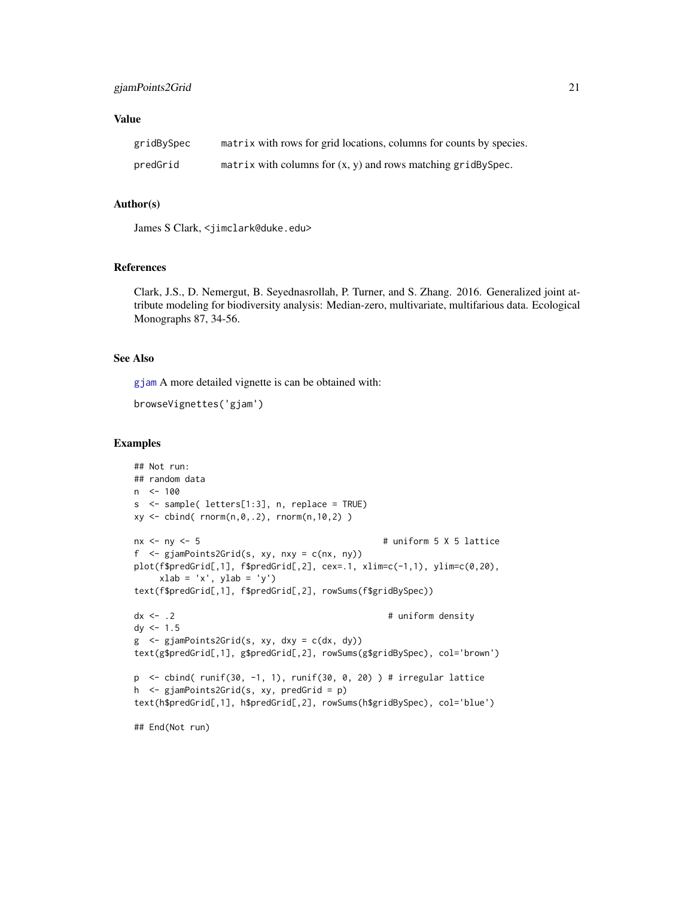## Value

| | |
|---|---|
| gridBySpec | `matrix` with rows for grid locations, columns for counts by species. |
| predGrid | `matrix` with columns for (x, y) and rows matching `gridBySpec`. |

## Author(s)

James S Clark, <jimclark@duke.edu>

## References

Clark, J.S., D. Nemergut, B. Seyednasrollah, P. Turner, and S. Zhang. 2016. Generalized joint attribute modeling for biodiversity analysis: Median-zero, multivariate, multifarious data. Ecological Monographs 87, 34-56.

## See Also

gjam A more detailed vignette is can be obtained with:

```
browseVignettes('gjam')
```

## Examples

```
## Not run:
## random data
n  <- 100
s  <- sample( letters[1:3], n, replace = TRUE)
xy <- cbind( rnorm(n,0,.2), rnorm(n,10,2) )

nx <- ny <- 5                                  # uniform 5 X 5 lattice
f  <- gjamPoints2Grid(s, xy, nxy = c(nx, ny))
plot(f$predGrid[,1], f$predGrid[,2], cex=.1, xlim=c(-1,1), ylim=c(0,20),
     xlab = 'x', ylab = 'y')
text(f$predGrid[,1], f$predGrid[,2], rowSums(f$gridBySpec))

dx <- .2                                        # uniform density
dy <- 1.5
g  <- gjamPoints2Grid(s, xy, dxy = c(dx, dy))
text(g$predGrid[,1], g$predGrid[,2], rowSums(g$gridBySpec), col='brown')

p  <- cbind( runif(30, -1, 1), runif(30, 0, 20) ) # irregular lattice
h  <- gjamPoints2Grid(s, xy, predGrid = p)
text(h$predGrid[,1], h$predGrid[,2], rowSums(h$gridBySpec), col='blue')

## End(Not run)
```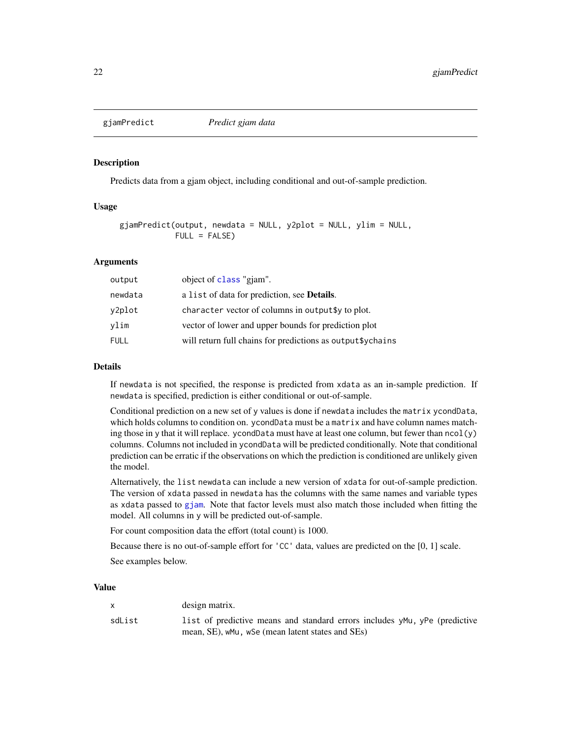## gjamPredict *Predict gjam data*

### Description

Predicts data from a gjam object, including conditional and out-of-sample prediction.

### Usage

```
gjamPredict(output, newdata = NULL, y2plot = NULL, ylim = NULL,
            FULL = FALSE)
```

### Arguments

| | |
|---|---|
| `output` | object of `class` "gjam". |
| `newdata` | a `list` of data for prediction, see **Details**. |
| `y2plot` | `character` vector of columns in `output$y` to plot. |
| `ylim` | vector of lower and upper bounds for prediction plot |
| `FULL` | will return full chains for predictions as `output$ychains` |

### Details

If `newdata` is not specified, the response is predicted from `xdata` as an in-sample prediction. If `newdata` is specified, prediction is either conditional or out-of-sample.

Conditional prediction on a new set of `y` values is done if `newdata` includes the `matrix` `ycondData`, which holds columns to condition on. `ycondData` must be a `matrix` and have column names matching those in `y` that it will replace. `ycondData` must have at least one column, but fewer than `ncol(y)` columns. Columns not included in `ycondData` will be predicted conditionally. Note that conditional prediction can be erratic if the observations on which the prediction is conditioned are unlikely given the model.

Alternatively, the `list` `newdata` can include a new version of `xdata` for out-of-sample prediction. The version of `xdata` passed in `newdata` has the columns with the same names and variable types as `xdata` passed to `gjam`. Note that factor levels must also match those included when fitting the model. All columns in `y` will be predicted out-of-sample.

For count composition data the effort (total count) is 1000.

Because there is no out-of-sample effort for `'CC'` data, values are predicted on the [0, 1] scale.

See examples below.

### Value

| | |
|---|---|
| `x` | design matrix. |
| `sdList` | list of predictive means and standard errors includes `yMu`, `yPe` (predictive mean, SE), `wMu`, `wSe` (mean latent states and SEs) |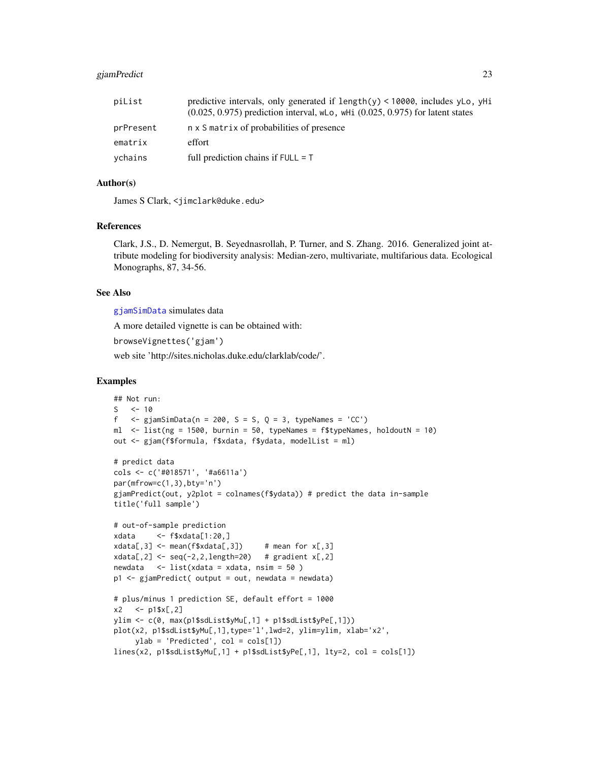| | |
|---|---|
| piList | predictive intervals, only generated if `length(y) < 10000`, includes `yLo, yHi` (0.025, 0.975) prediction interval, `wLo, wHi` (0.025, 0.975) for latent states |
| prPresent | `n x S matrix` of probabilities of presence |
| ematrix | effort |
| ychains | full prediction chains if `FULL = T` |

### Author(s)

James S Clark, <jimclark@duke.edu>

### References

Clark, J.S., D. Nemergut, B. Seyednasrollah, P. Turner, and S. Zhang. 2016. Generalized joint attribute modeling for biodiversity analysis: Median-zero, multivariate, multifarious data. Ecological Monographs, 87, 34-56.

### See Also

`gjamSimData` simulates data

A more detailed vignette is can be obtained with:

`browseVignettes('gjam')`

web site 'http://sites.nicholas.duke.edu/clarklab/code/'.

### Examples

```
## Not run:
S   <- 10
f   <- gjamSimData(n = 200, S = S, Q = 3, typeNames = 'CC')
ml  <- list(ng = 1500, burnin = 50, typeNames = f$typeNames, holdoutN = 10)
out <- gjam(f$formula, f$xdata, f$ydata, modelList = ml)

# predict data
cols <- c('#018571', '#a6611a')
par(mfrow=c(1,3),bty='n')
gjamPredict(out, y2plot = colnames(f$ydata)) # predict the data in-sample
title('full sample')

# out-of-sample prediction
xdata     <- f$xdata[1:20,]
xdata[,3] <- mean(f$xdata[,3])     # mean for x[,3]
xdata[,2] <- seq(-2,2,length=20)   # gradient x[,2]
newdata   <- list(xdata = xdata, nsim = 50 )
p1 <- gjamPredict( output = out, newdata = newdata)

# plus/minus 1 prediction SE, default effort = 1000
x2   <- p1$x[,2]
ylim <- c(0, max(p1$sdList$yMu[,1] + p1$sdList$yPe[,1]))
plot(x2, p1$sdList$yMu[,1],type='l',lwd=2, ylim=ylim, xlab='x2',
     ylab = 'Predicted', col = cols[1])
lines(x2, p1$sdList$yMu[,1] + p1$sdList$yPe[,1], lty=2, col = cols[1])
```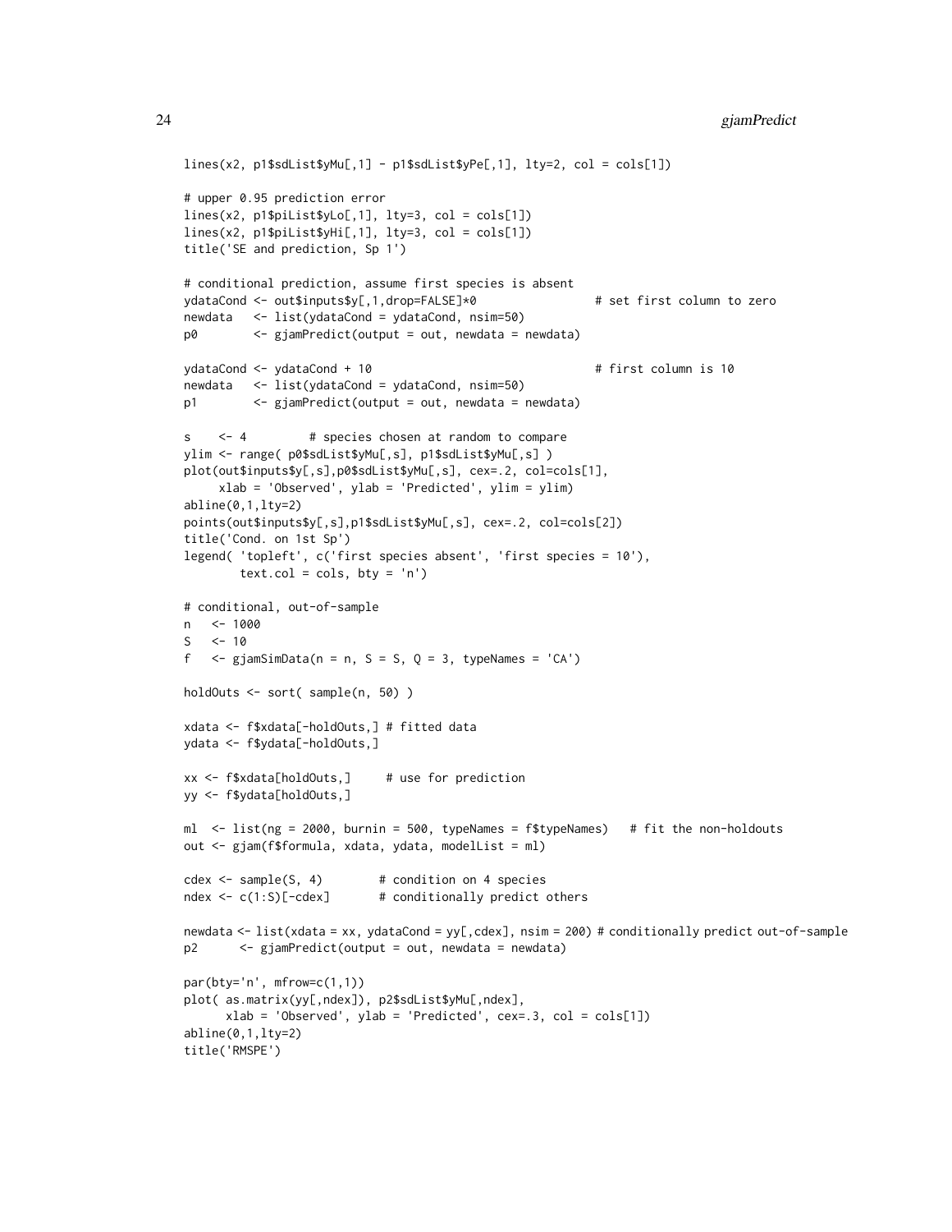```
lines(x2, p1$sdList$yMu[,1] - p1$sdList$yPe[,1], lty=2, col = cols[1])

# upper 0.95 prediction error
lines(x2, p1$piList$yLo[,1], lty=3, col = cols[1])
lines(x2, p1$piList$yHi[,1], lty=3, col = cols[1])
title('SE and prediction, Sp 1')

# conditional prediction, assume first species is absent
ydataCond <- out$inputs$y[,1,drop=FALSE]*0                # set first column to zero
newdata   <- list(ydataCond = ydataCond, nsim=50)
p0        <- gjamPredict(output = out, newdata = newdata)

ydataCond <- ydataCond + 10                               # first column is 10
newdata   <- list(ydataCond = ydataCond, nsim=50)
p1        <- gjamPredict(output = out, newdata = newdata)

s    <- 4         # species chosen at random to compare
ylim <- range( p0$sdList$yMu[,s], p1$sdList$yMu[,s] )
plot(out$inputs$y[,s],p0$sdList$yMu[,s], cex=.2, col=cols[1],
     xlab = 'Observed', ylab = 'Predicted', ylim = ylim)
abline(0,1,lty=2)
points(out$inputs$y[,s],p1$sdList$yMu[,s], cex=.2, col=cols[2])
title('Cond. on 1st Sp')
legend( 'topleft', c('first species absent', 'first species = 10'),
        text.col = cols, bty = 'n')

# conditional, out-of-sample
n   <- 1000
S   <- 10
f   <- gjamSimData(n = n, S = S, Q = 3, typeNames = 'CA')

holdOuts <- sort( sample(n, 50) )

xdata <- f$xdata[-holdOuts,] # fitted data
ydata <- f$ydata[-holdOuts,]

xx <- f$xdata[holdOuts,]     # use for prediction
yy <- f$ydata[holdOuts,]

ml  <- list(ng = 2000, burnin = 500, typeNames = f$typeNames)   # fit the non-holdouts
out <- gjam(f$formula, xdata, ydata, modelList = ml)

cdex <- sample(S, 4)        # condition on 4 species
ndex <- c(1:S)[-cdex]       # conditionally predict others

newdata <- list(xdata = xx, ydataCond = yy[,cdex], nsim = 200) # conditionally predict out-of-sample
p2      <- gjamPredict(output = out, newdata = newdata)

par(bty='n', mfrow=c(1,1))
plot( as.matrix(yy[,ndex]), p2$sdList$yMu[,ndex],
      xlab = 'Observed', ylab = 'Predicted', cex=.3, col = cols[1])
abline(0,1,lty=2)
title('RMSPE')
```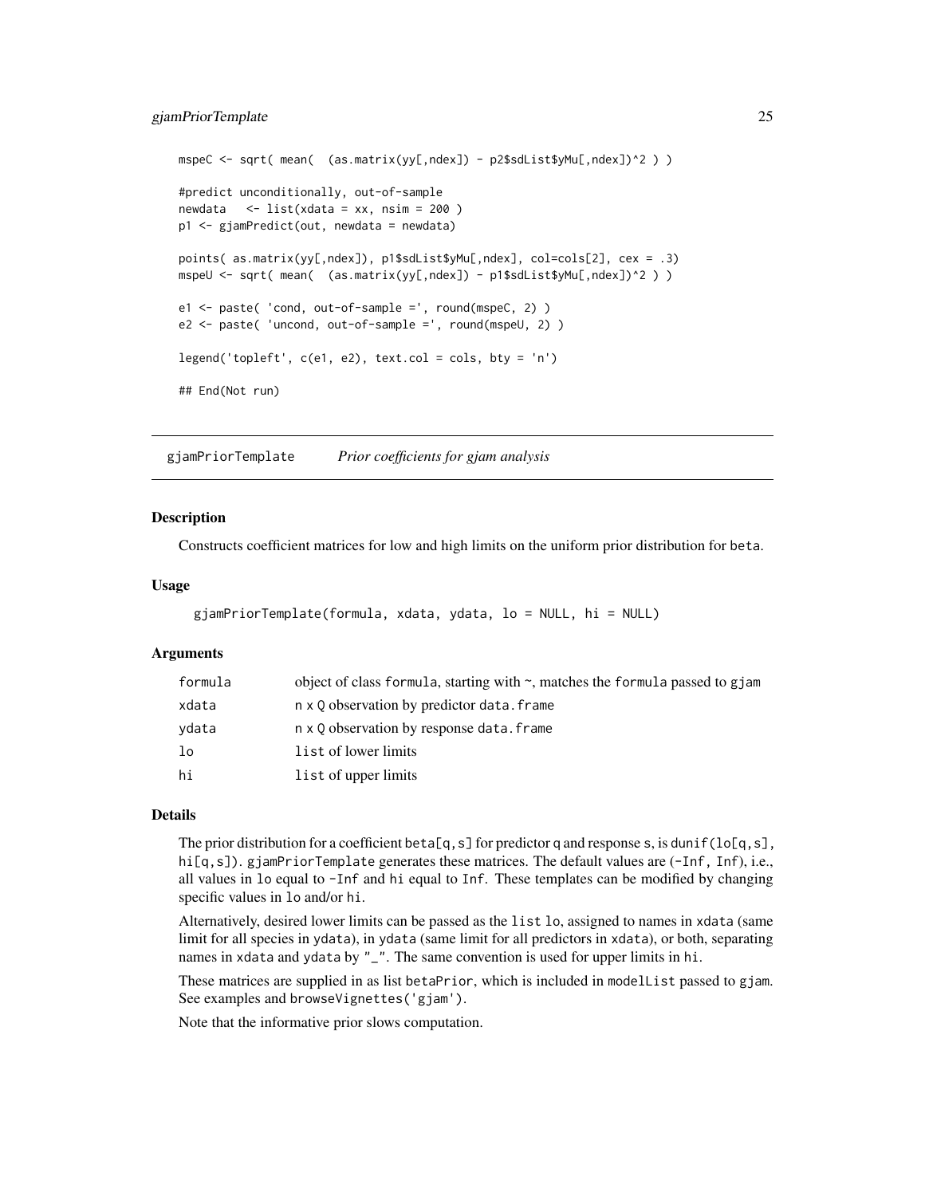```
mspeC <- sqrt( mean(  (as.matrix(yy[,ndex]) - p2$sdList$yMu[,ndex])^2 ) )

#predict unconditionally, out-of-sample
newdata   <- list(xdata = xx, nsim = 200 )
p1 <- gjamPredict(out, newdata = newdata)

points( as.matrix(yy[,ndex]), p1$sdList$yMu[,ndex], col=cols[2], cex = .3)
mspeU <- sqrt( mean(  (as.matrix(yy[,ndex]) - p1$sdList$yMu[,ndex])^2 ) )

e1 <- paste( 'cond, out-of-sample =', round(mspeC, 2) )
e2 <- paste( 'uncond, out-of-sample =', round(mspeU, 2) )

legend('topleft', c(e1, e2), text.col = cols, bty = 'n')

## End(Not run)
```

## gjamPriorTemplate    *Prior coefficients for gjam analysis*

### Description

Constructs coefficient matrices for low and high limits on the uniform prior distribution for beta.

### Usage

```
gjamPriorTemplate(formula, xdata, ydata, lo = NULL, hi = NULL)
```

### Arguments

| | |
|---|---|
| formula | object of class formula, starting with ~, matches the formula passed to gjam |
| xdata | n x Q observation by predictor data.frame |
| ydata | n x Q observation by response data.frame |
| lo | list of lower limits |
| hi | list of upper limits |

### Details

The prior distribution for a coefficient beta[q,s] for predictor q and response s, is dunif(lo[q,s], hi[q,s]). gjamPriorTemplate generates these matrices. The default values are (-Inf, Inf), i.e., all values in lo equal to -Inf and hi equal to Inf. These templates can be modified by changing specific values in lo and/or hi.

Alternatively, desired lower limits can be passed as the list lo, assigned to names in xdata (same limit for all species in ydata), in ydata (same limit for all predictors in xdata), or both, separating names in xdata and ydata by "_". The same convention is used for upper limits in hi.

These matrices are supplied in as list betaPrior, which is included in modelList passed to gjam. See examples and browseVignettes('gjam').

Note that the informative prior slows computation.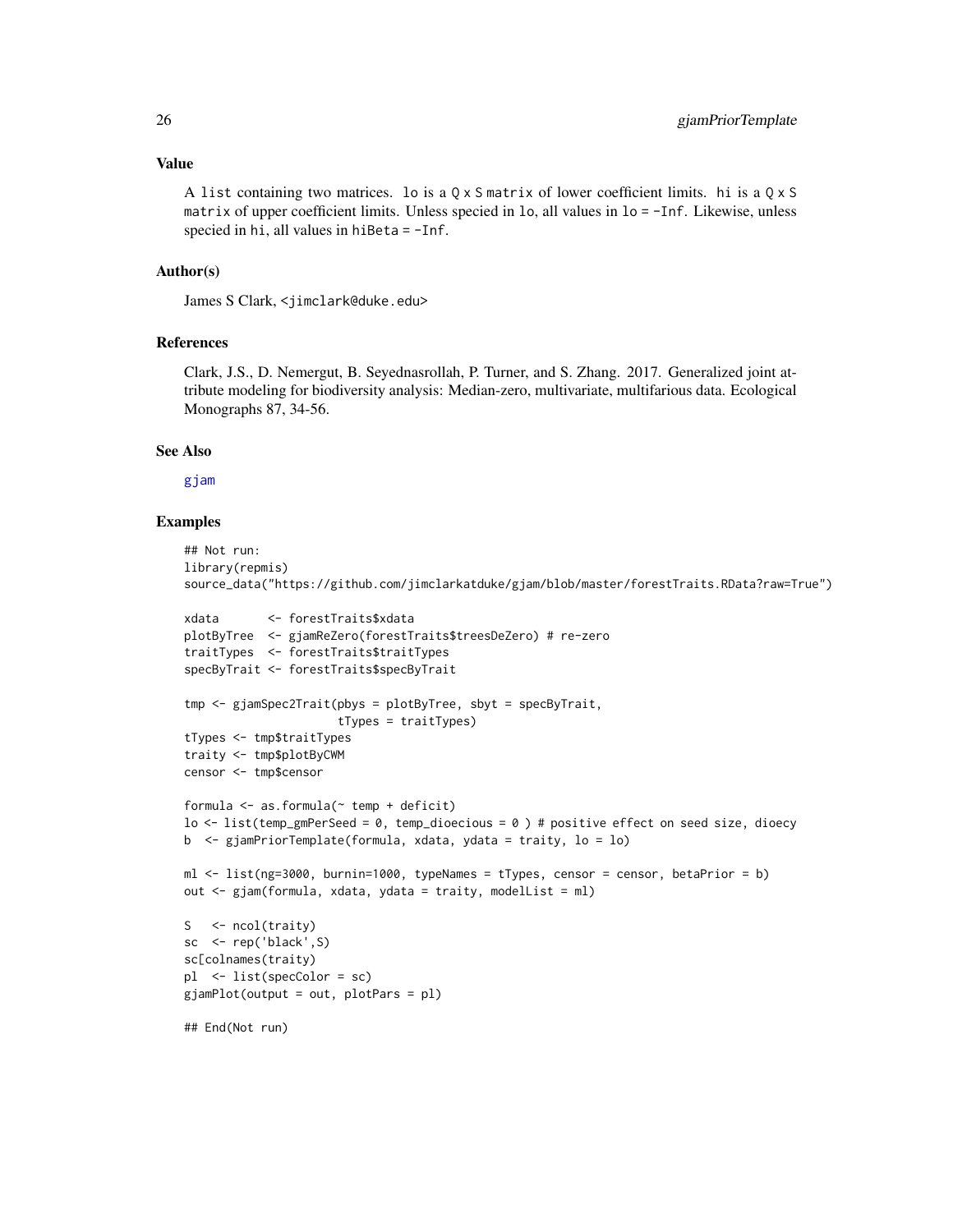### Value

A `list` containing two matrices. `lo` is a `Q x S` `matrix` of lower coefficient limits. `hi` is a `Q x S` `matrix` of upper coefficient limits. Unless specied in `lo`, all values in `lo = -Inf`. Likewise, unless specied in `hi`, all values in `hiBeta = -Inf`.

### Author(s)

James S Clark, <jimclark@duke.edu>

### References

Clark, J.S., D. Nemergut, B. Seyednasrollah, P. Turner, and S. Zhang. 2017. Generalized joint attribute modeling for biodiversity analysis: Median-zero, multivariate, multifarious data. Ecological Monographs 87, 34-56.

### See Also

gjam

### Examples

```
## Not run:
library(repmis)
source_data("https://github.com/jimclarkatduke/gjam/blob/master/forestTraits.RData?raw=True")

xdata       <- forestTraits$xdata
plotByTree  <- gjamReZero(forestTraits$treesDeZero) # re-zero
traitTypes  <- forestTraits$traitTypes
specByTrait <- forestTraits$specByTrait

tmp <- gjamSpec2Trait(pbys = plotByTree, sbyt = specByTrait,
                      tTypes = traitTypes)
tTypes <- tmp$traitTypes
traity <- tmp$plotByCWM
censor <- tmp$censor

formula <- as.formula(~ temp + deficit)
lo <- list(temp_gmPerSeed = 0, temp_dioecious = 0 ) # positive effect on seed size, dioecy
b  <- gjamPriorTemplate(formula, xdata, ydata = traity, lo = lo)

ml <- list(ng=3000, burnin=1000, typeNames = tTypes, censor = censor, betaPrior = b)
out <- gjam(formula, xdata, ydata = traity, modelList = ml)

S   <- ncol(traity)
sc  <- rep('black',S)
sc[colnames(traity)
pl  <- list(specColor = sc)
gjamPlot(output = out, plotPars = pl)

## End(Not run)
```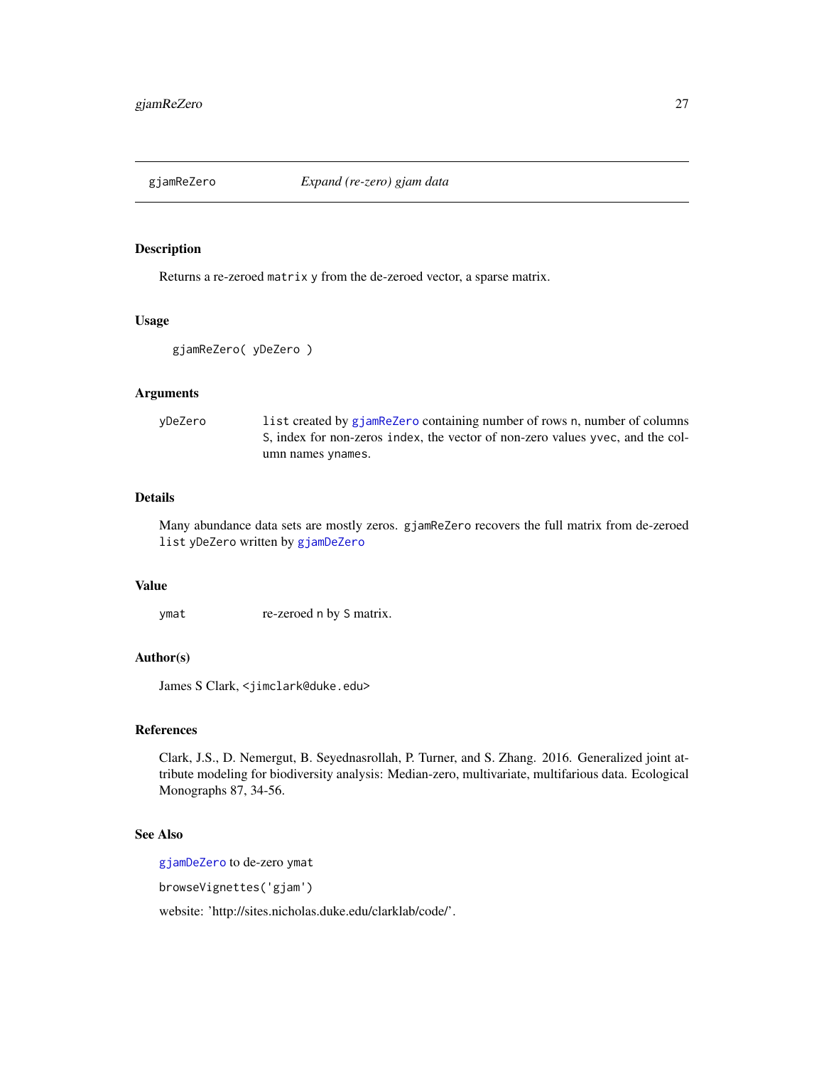# gjamReZero — *Expand (re-zero) gjam data*

## Description

Returns a re-zeroed `matrix` `y` from the de-zeroed vector, a sparse matrix.

## Usage

```
gjamReZero( yDeZero )
```

## Arguments

| | |
|---|---|
| `yDeZero` | `list` created by `gjamReZero` containing number of rows `n`, number of columns `S`, index for non-zeros `index`, the vector of non-zero values `yvec`, and the column names `ynames`. |

## Details

Many abundance data sets are mostly zeros. `gjamReZero` recovers the full matrix from de-zeroed `list` `yDeZero` written by `gjamDeZero`

## Value

| | |
|---|---|
| `ymat` | re-zeroed `n` by `S` matrix. |

## Author(s)

James S Clark, `<jimclark@duke.edu>`

## References

Clark, J.S., D. Nemergut, B. Seyednasrollah, P. Turner, and S. Zhang. 2016. Generalized joint attribute modeling for biodiversity analysis: Median-zero, multivariate, multifarious data. Ecological Monographs 87, 34-56.

## See Also

`gjamDeZero` to de-zero `ymat`

`browseVignettes('gjam')`

website: 'http://sites.nicholas.duke.edu/clarklab/code/'.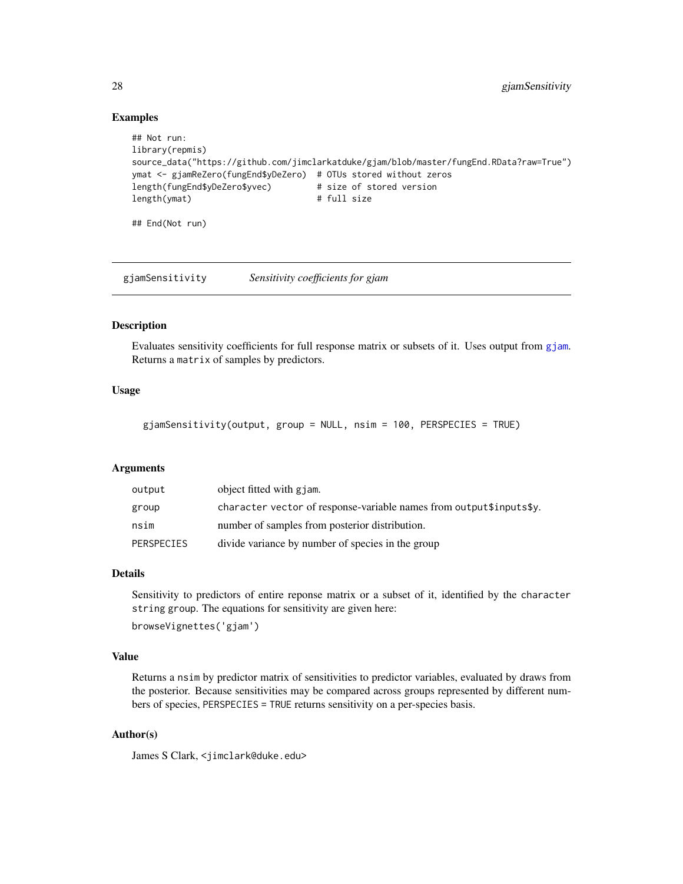### Examples

```
## Not run:
library(repmis)
source_data("https://github.com/jimclarkatduke/gjam/blob/master/fungEnd.RData?raw=True")
ymat <- gjamReZero(fungEnd$yDeZero)  # OTUs stored without zeros
length(fungEnd$yDeZero$yvec)         # size of stored version
length(ymat)                         # full size

## End(Not run)
```

---

## gjamSensitivity    *Sensitivity coefficients for gjam*

---

### Description

Evaluates sensitivity coefficients for full response matrix or subsets of it. Uses output from `gjam`. Returns a `matrix` of samples by predictors.

### Usage

```
gjamSensitivity(output, group = NULL, nsim = 100, PERSPECIES = TRUE)
```

### Arguments

| | |
|---|---|
| `output` | object fitted with `gjam`. |
| `group` | `character vector` of response-variable names from `output$inputs$y`. |
| `nsim` | number of samples from posterior distribution. |
| `PERSPECIES` | divide variance by number of species in the group |

### Details

Sensitivity to predictors of entire reponse matrix or a subset of it, identified by the `character string` `group`. The equations for sensitivity are given here:

`browseVignettes('gjam')`

### Value

Returns a `nsim` by predictor matrix of sensitivities to predictor variables, evaluated by draws from the posterior. Because sensitivities may be compared across groups represented by different numbers of species, `PERSPECIES = TRUE` returns sensitivity on a per-species basis.

### Author(s)

James S Clark, <jimclark@duke.edu>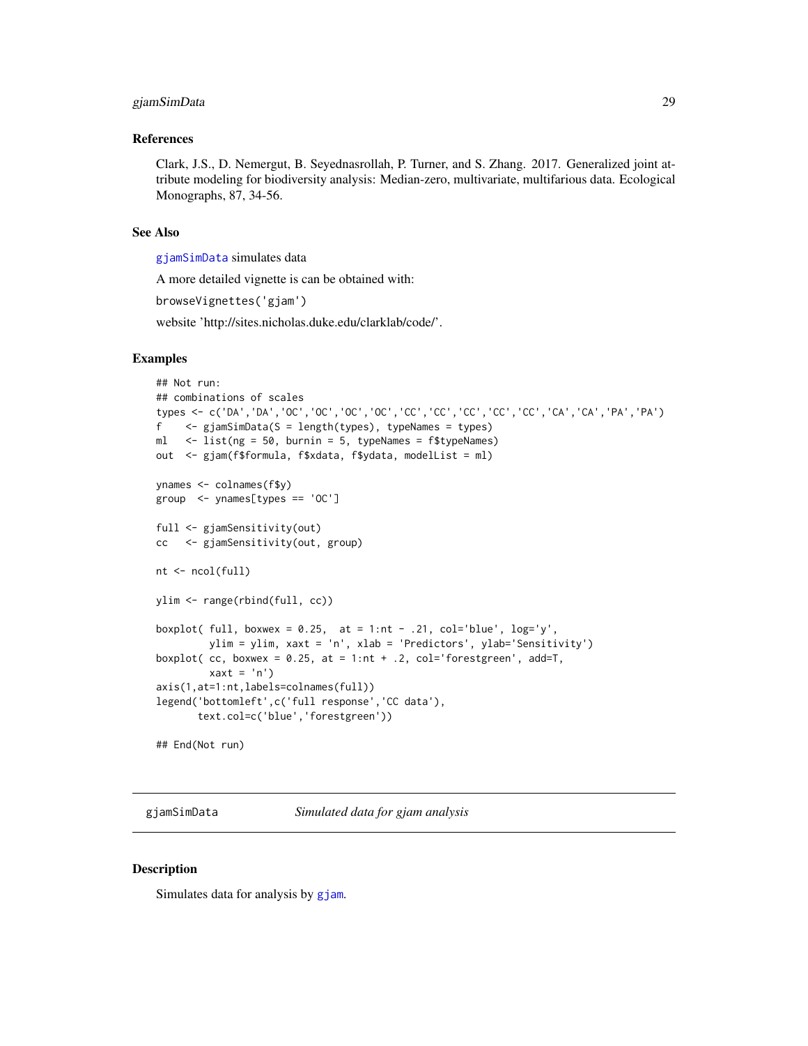## References

Clark, J.S., D. Nemergut, B. Seyednasrollah, P. Turner, and S. Zhang. 2017. Generalized joint attribute modeling for biodiversity analysis: Median-zero, multivariate, multifarious data. Ecological Monographs, 87, 34-56.

## See Also

`gjamSimData` simulates data

A more detailed vignette is can be obtained with:

`browseVignettes('gjam')`

website 'http://sites.nicholas.duke.edu/clarklab/code/'.

## Examples

```
## Not run:
## combinations of scales
types <- c('DA','DA','OC','OC','OC','OC','CC','CC','CC','CC','CC','CA','CA','PA','PA')
f    <- gjamSimData(S = length(types), typeNames = types)
ml   <- list(ng = 50, burnin = 5, typeNames = f$typeNames)
out  <- gjam(f$formula, f$xdata, f$ydata, modelList = ml)

ynames <- colnames(f$y)
group  <- ynames[types == 'OC']

full <- gjamSensitivity(out)
cc   <- gjamSensitivity(out, group)

nt <- ncol(full)

ylim <- range(rbind(full, cc))

boxplot( full, boxwex = 0.25,  at = 1:nt - .21, col='blue', log='y',
         ylim = ylim, xaxt = 'n', xlab = 'Predictors', ylab='Sensitivity')
boxplot( cc, boxwex = 0.25, at = 1:nt + .2, col='forestgreen', add=T,
         xaxt = 'n')
axis(1,at=1:nt,labels=colnames(full))
legend('bottomleft',c('full response','CC data'),
       text.col=c('blue','forestgreen'))

## End(Not run)
```

---

# gjamSimData    *Simulated data for gjam analysis*

## Description

Simulates data for analysis by `gjam`.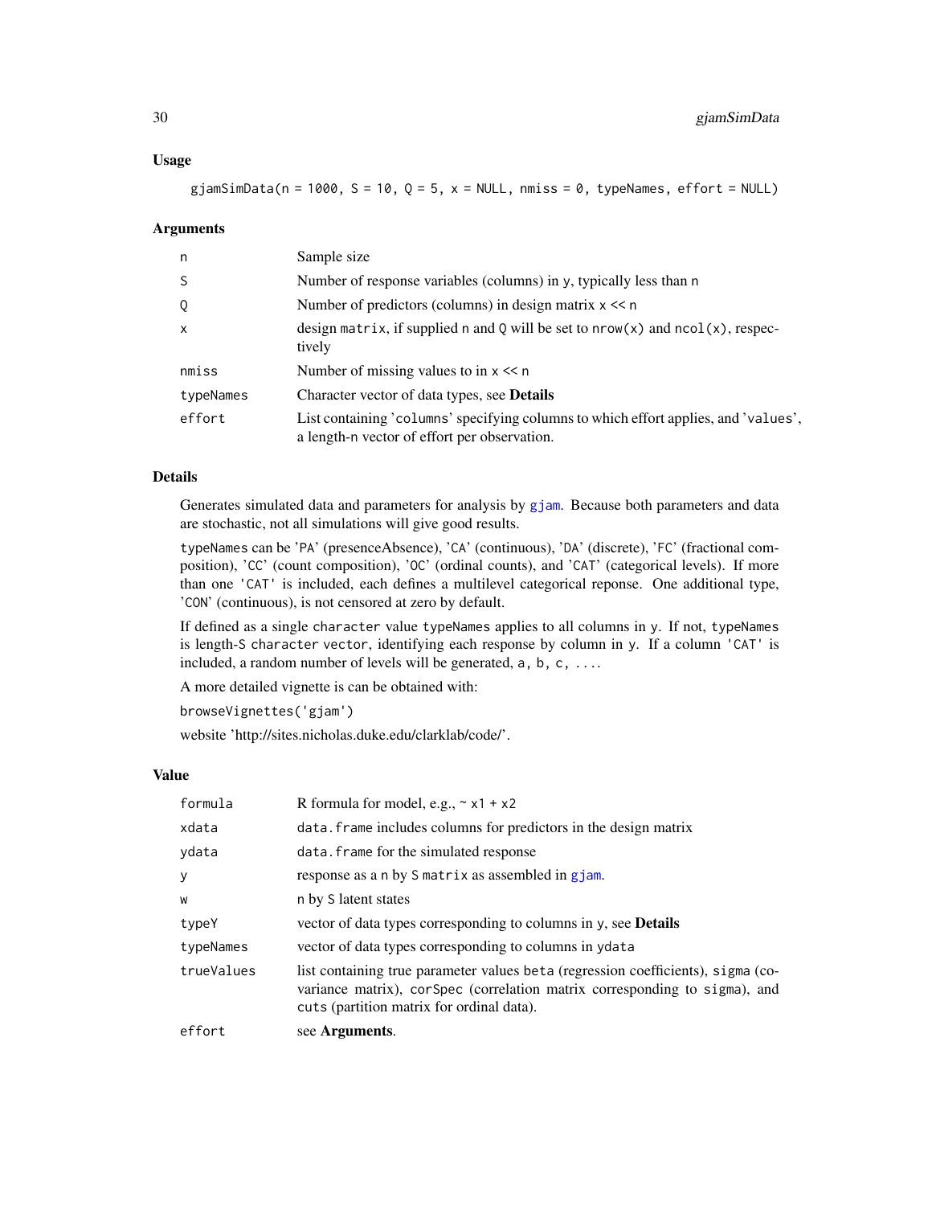### Usage

```
gjamSimData(n = 1000, S = 10, Q = 5, x = NULL, nmiss = 0, typeNames, effort = NULL)
```

### Arguments

| | |
|---|---|
| `n` | Sample size |
| `S` | Number of response variables (columns) in `y`, typically less than `n` |
| `Q` | Number of predictors (columns) in design matrix `x` << `n` |
| `x` | design `matrix`, if supplied `n` and `Q` will be set to `nrow(x)` and `ncol(x)`, respectively |
| `nmiss` | Number of missing values to in `x` << `n` |
| `typeNames` | Character vector of data types, see **Details** |
| `effort` | List containing '`columns`' specifying columns to which effort applies, and '`values`', a length-`n` vector of effort per observation. |

### Details

Generates simulated data and parameters for analysis by `gjam`. Because both parameters and data are stochastic, not all simulations will give good results.

`typeNames` can be '`PA`' (presenceAbsence), '`CA`' (continuous), '`DA`' (discrete), '`FC`' (fractional composition), '`CC`' (count composition), '`OC`' (ordinal counts), and '`CAT`' (categorical levels). If more than one `'CAT'` is included, each defines a multilevel categorical reponse. One additional type, '`CON`' (continuous), is not censored at zero by default.

If defined as a single `character` value `typeNames` applies to all columns in `y`. If not, `typeNames` is length-`S` `character` vector, identifying each response by column in `y`. If a column `'CAT'` is included, a random number of levels will be generated, `a, b, c, ...`.

A more detailed vignette is can be obtained with:

`browseVignettes('gjam')`

website 'http://sites.nicholas.duke.edu/clarklab/code/'.

### Value

| | |
|---|---|
| `formula` | R formula for model, e.g., `~ x1 + x2` |
| `xdata` | `data.frame` includes columns for predictors in the design matrix |
| `ydata` | `data.frame` for the simulated response |
| `y` | response as a `n` by `S` `matrix` as assembled in `gjam`. |
| `w` | `n` by `S` latent states |
| `typeY` | vector of data types corresponding to columns in `y`, see **Details** |
| `typeNames` | vector of data types corresponding to columns in `ydata` |
| `trueValues` | list containing true parameter values `beta` (regression coefficients), `sigma` (covariance matrix), `corSpec` (correlation matrix corresponding to `sigma`), and `cuts` (partition matrix for ordinal data). |
| `effort` | see **Arguments**. |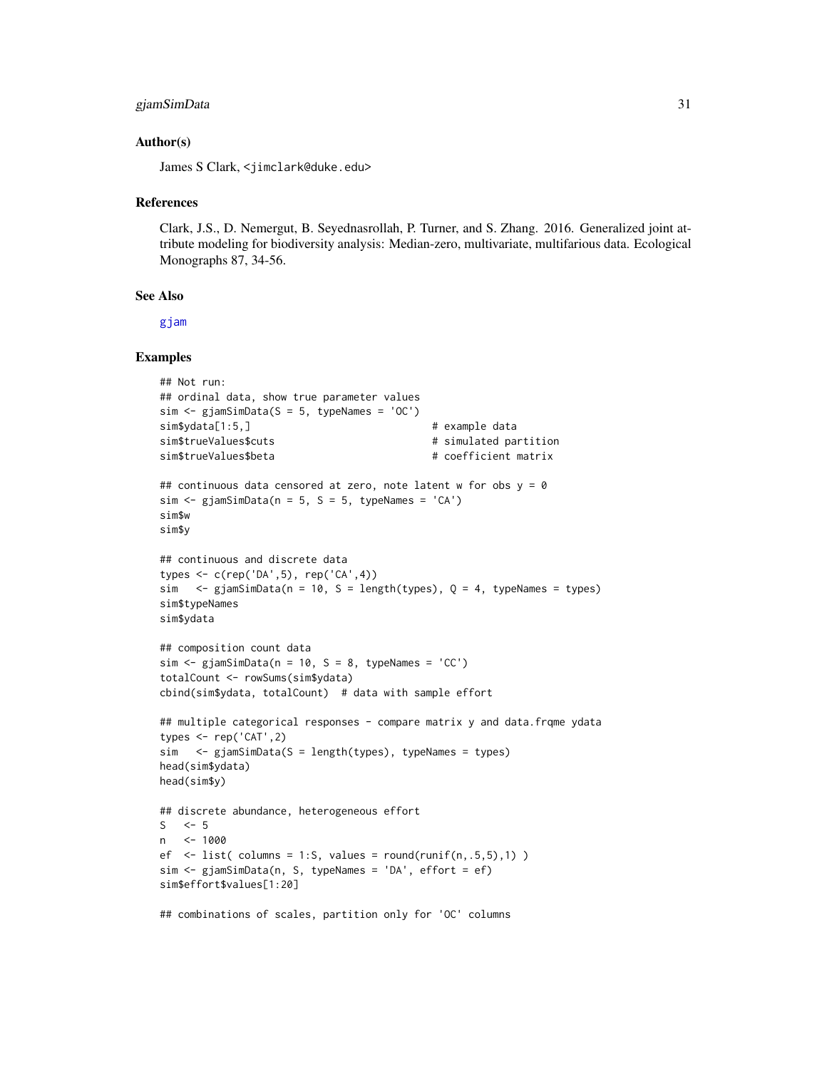### Author(s)

James S Clark, <jimclark@duke.edu>

### References

Clark, J.S., D. Nemergut, B. Seyednasrollah, P. Turner, and S. Zhang. 2016. Generalized joint attribute modeling for biodiversity analysis: Median-zero, multivariate, multifarious data. Ecological Monographs 87, 34-56.

### See Also

gjam

### Examples

```
## Not run:
## ordinal data, show true parameter values
sim <- gjamSimData(S = 5, typeNames = 'OC')
sim$ydata[1:5,]                              # example data
sim$trueValues$cuts                          # simulated partition
sim$trueValues$beta                          # coefficient matrix

## continuous data censored at zero, note latent w for obs y = 0
sim <- gjamSimData(n = 5, S = 5, typeNames = 'CA')
sim$w
sim$y

## continuous and discrete data
types <- c(rep('DA',5), rep('CA',4))
sim   <- gjamSimData(n = 10, S = length(types), Q = 4, typeNames = types)
sim$typeNames
sim$ydata

## composition count data
sim <- gjamSimData(n = 10, S = 8, typeNames = 'CC')
totalCount <- rowSums(sim$ydata)
cbind(sim$ydata, totalCount)  # data with sample effort

## multiple categorical responses - compare matrix y and data.frqme ydata
types <- rep('CAT',2)
sim   <- gjamSimData(S = length(types), typeNames = types)
head(sim$ydata)
head(sim$y)

## discrete abundance, heterogeneous effort
S   <- 5
n   <- 1000
ef  <- list( columns = 1:S, values = round(runif(n,.5,5),1) )
sim <- gjamSimData(n, S, typeNames = 'DA', effort = ef)
sim$effort$values[1:20]

## combinations of scales, partition only for 'OC' columns
```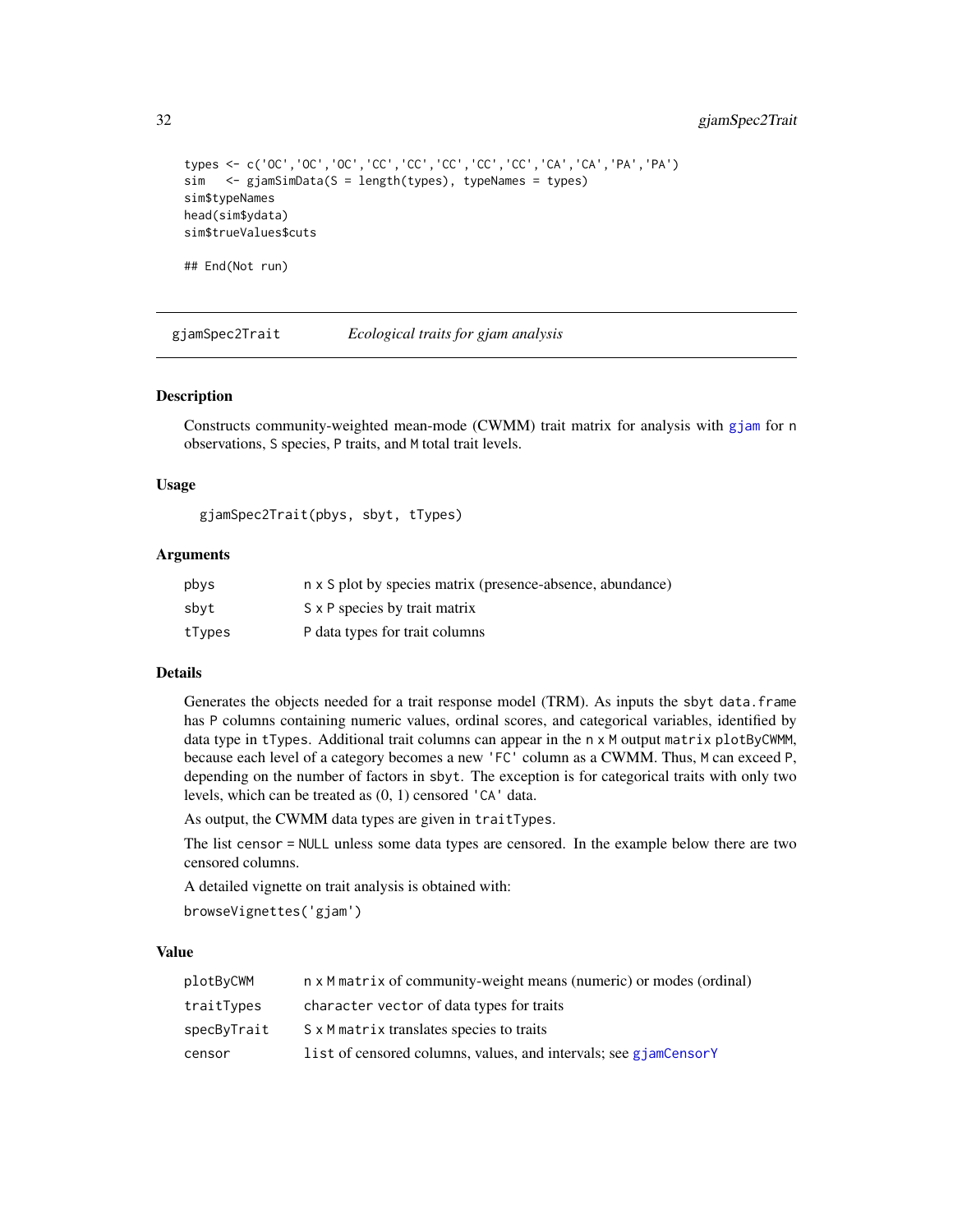```
types <- c('OC','OC','OC','CC','CC','CC','CC','CC','CA','CA','PA','PA')
sim   <- gjamSimData(S = length(types), typeNames = types)
sim$typeNames
head(sim$ydata)
sim$trueValues$cuts

## End(Not run)
```

## gjamSpec2Trait *Ecological traits for gjam analysis*

### Description

Constructs community-weighted mean-mode (CWMM) trait matrix for analysis with gjam for n observations, S species, P traits, and M total trait levels.

### Usage

```
gjamSpec2Trait(pbys, sbyt, tTypes)
```

### Arguments

| | |
|---|---|
| pbys | n x S plot by species matrix (presence-absence, abundance) |
| sbyt | S x P species by trait matrix |
| tTypes | P data types for trait columns |

### Details

Generates the objects needed for a trait response model (TRM). As inputs the sbyt data.frame has P columns containing numeric values, ordinal scores, and categorical variables, identified by data type in tTypes. Additional trait columns can appear in the n x M output matrix plotByCWMM, because each level of a category becomes a new 'FC' column as a CWMM. Thus, M can exceed P, depending on the number of factors in sbyt. The exception is for categorical traits with only two levels, which can be treated as (0, 1) censored 'CA' data.

As output, the CWMM data types are given in traitTypes.

The list censor = NULL unless some data types are censored. In the example below there are two censored columns.

A detailed vignette on trait analysis is obtained with:

browseVignettes('gjam')

### Value

| | |
|---|---|
| plotByCWM | n x M matrix of community-weight means (numeric) or modes (ordinal) |
| traitTypes | character vector of data types for traits |
| specByTrait | S x M matrix translates species to traits |
| censor | list of censored columns, values, and intervals; see gjamCensorY |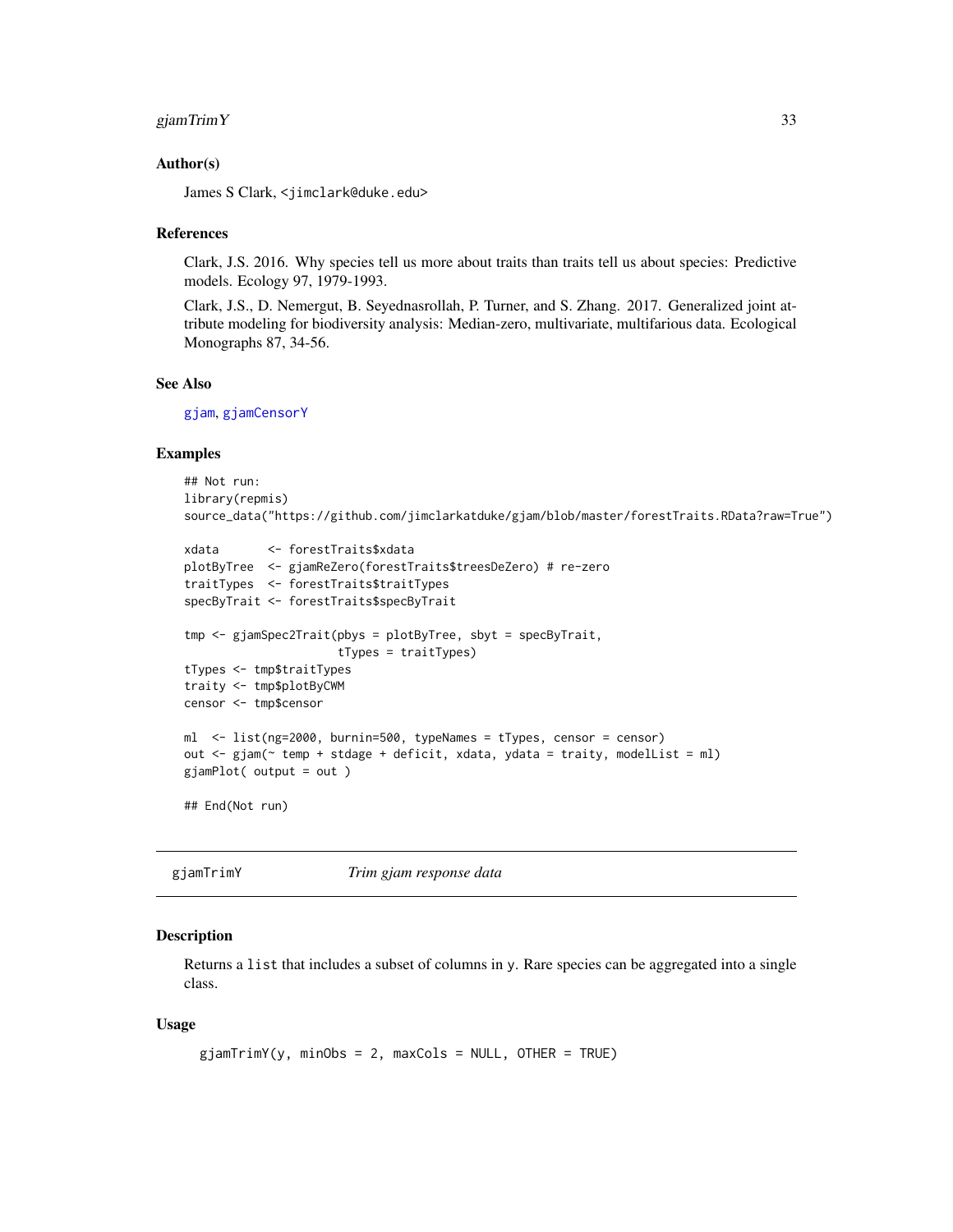### Author(s)

James S Clark, <jimclark@duke.edu>

### References

Clark, J.S. 2016. Why species tell us more about traits than traits tell us about species: Predictive models. Ecology 97, 1979-1993.

Clark, J.S., D. Nemergut, B. Seyednasrollah, P. Turner, and S. Zhang. 2017. Generalized joint attribute modeling for biodiversity analysis: Median-zero, multivariate, multifarious data. Ecological Monographs 87, 34-56.

### See Also

gjam, gjamCensorY

### Examples

```
## Not run:
library(repmis)
source_data("https://github.com/jimclarkatduke/gjam/blob/master/forestTraits.RData?raw=True")

xdata       <- forestTraits$xdata
plotByTree  <- gjamReZero(forestTraits$treesDeZero) # re-zero
traitTypes  <- forestTraits$traitTypes
specByTrait <- forestTraits$specByTrait

tmp <- gjamSpec2Trait(pbys = plotByTree, sbyt = specByTrait,
                      tTypes = traitTypes)
tTypes <- tmp$traitTypes
traity <- tmp$plotByCWM
censor <- tmp$censor

ml  <- list(ng=2000, burnin=500, typeNames = tTypes, censor = censor)
out <- gjam(~ temp + stdage + deficit, xdata, ydata = traity, modelList = ml)
gjamPlot( output = out )

## End(Not run)
```

---

## gjamTrimY *Trim gjam response data*

### Description

Returns a list that includes a subset of columns in y. Rare species can be aggregated into a single class.

### Usage

```
gjamTrimY(y, minObs = 2, maxCols = NULL, OTHER = TRUE)
```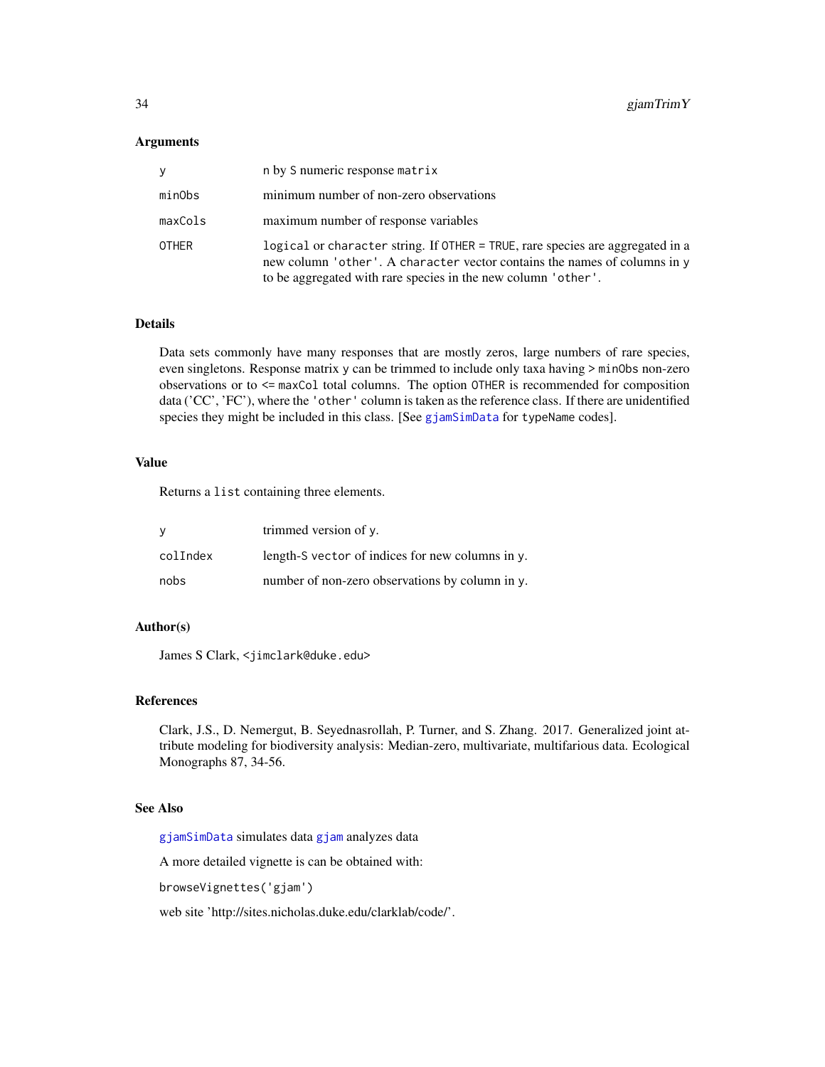### Arguments

| | |
|---|---|
| `y` | `n` by `S` numeric response `matrix` |
| `minObs` | minimum number of non-zero observations |
| `maxCols` | maximum number of response variables |
| `OTHER` | `logical` or `character` string. If `OTHER = TRUE`, rare species are aggregated in a new column `'other'`. A `character` vector contains the names of columns in `y` to be aggregated with rare species in the new column `'other'`. |

### Details

Data sets commonly have many responses that are mostly zeros, large numbers of rare species, even singletons. Response matrix `y` can be trimmed to include only taxa having > `minObs` non-zero observations or to <= `maxCol` total columns. The option `OTHER` is recommended for composition data ('CC', 'FC'), where the `'other'` column is taken as the reference class. If there are unidentified species they might be included in this class. [See `gjamSimData` for `typeName` codes].

### Value

Returns a `list` containing three elements.

| | |
|---|---|
| `y` | trimmed version of `y`. |
| `colIndex` | length-`S` `vector` of indices for new columns in `y`. |
| `nobs` | number of non-zero observations by column in `y`. |

### Author(s)

James S Clark, <jimclark@duke.edu>

### References

Clark, J.S., D. Nemergut, B. Seyednasrollah, P. Turner, and S. Zhang. 2017. Generalized joint attribute modeling for biodiversity analysis: Median-zero, multivariate, multifarious data. Ecological Monographs 87, 34-56.

### See Also

`gjamSimData` simulates data `gjam` analyzes data

A more detailed vignette is can be obtained with:

```
browseVignettes('gjam')
```

web site 'http://sites.nicholas.duke.edu/clarklab/code/'.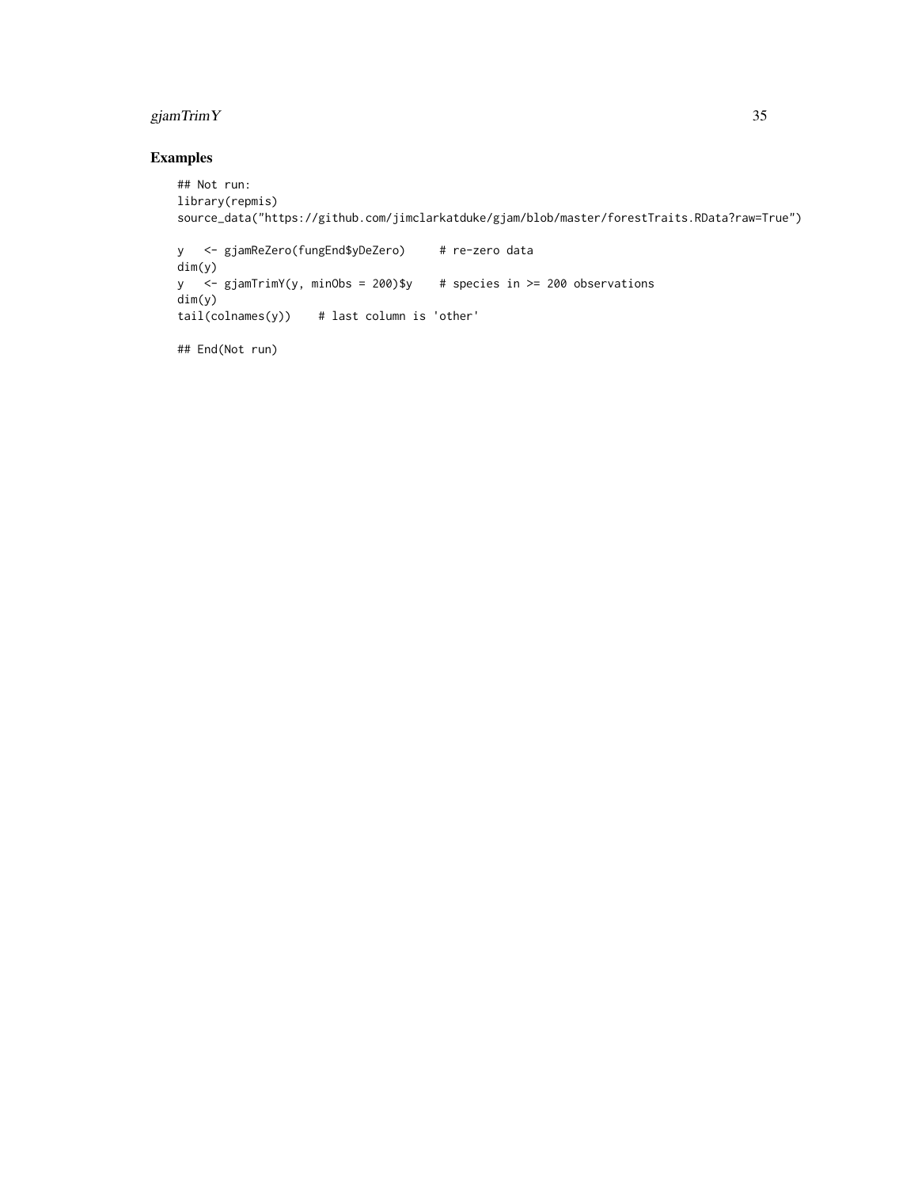## Examples

```
## Not run:
library(repmis)
source_data("https://github.com/jimclarkatduke/gjam/blob/master/forestTraits.RData?raw=True")

y   <- gjamReZero(fungEnd$yDeZero)     # re-zero data
dim(y)
y   <- gjamTrimY(y, minObs = 200)$y    # species in >= 200 observations
dim(y)
tail(colnames(y))    # last column is 'other'

## End(Not run)
```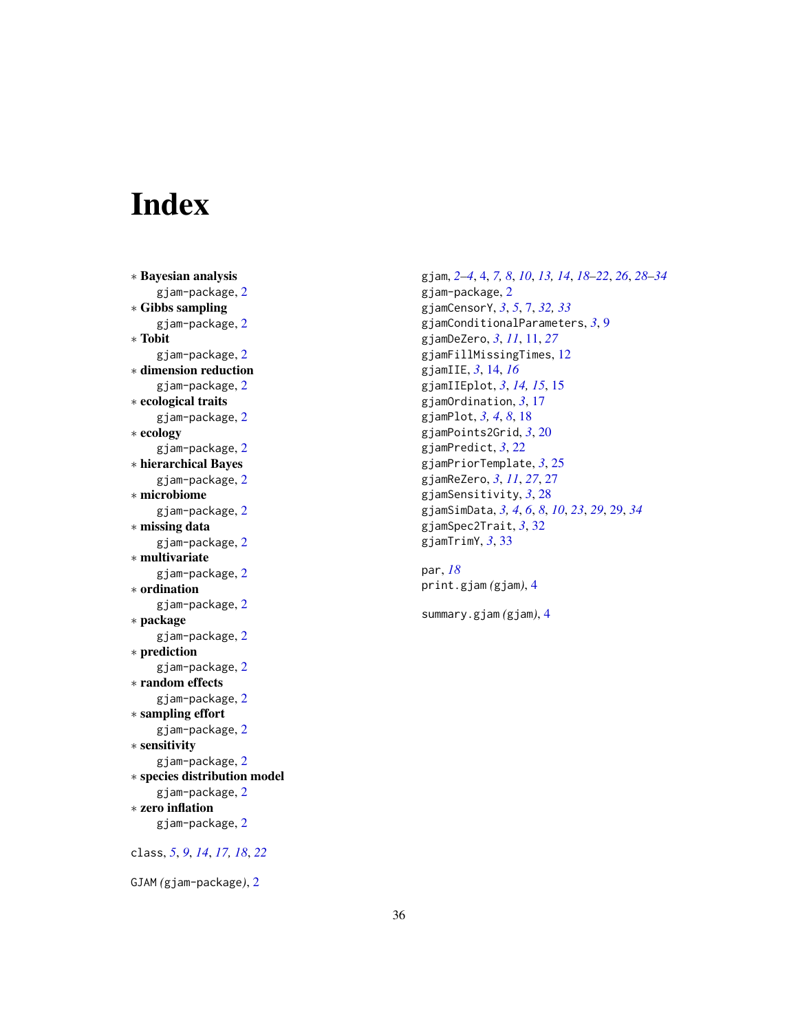# Index

* **Bayesian analysis**
    gjam-package, 2
* **Gibbs sampling**
    gjam-package, 2
* **Tobit**
    gjam-package, 2
* **dimension reduction**
    gjam-package, 2
* **ecological traits**
    gjam-package, 2
* **ecology**
    gjam-package, 2
* **hierarchical Bayes**
    gjam-package, 2
* **microbiome**
    gjam-package, 2
* **missing data**
    gjam-package, 2
* **multivariate**
    gjam-package, 2
* **ordination**
    gjam-package, 2
* **package**
    gjam-package, 2
* **prediction**
    gjam-package, 2
* **random effects**
    gjam-package, 2
* **sampling effort**
    gjam-package, 2
* **sensitivity**
    gjam-package, 2
* **species distribution model**
    gjam-package, 2
* **zero inflation**
    gjam-package, 2

class, *5*, *9*, *14*, *17, 18*, *22*

GJAM *(*gjam-package*)*, 2

gjam, *2–4*, 4, *7, 8*, *10*, *13, 14*, *18–22*, *26*, *28–34*
gjam-package, 2
gjamCensorY, *3*, *5*, 7, *32, 33*
gjamConditionalParameters, *3*, 9
gjamDeZero, *3*, *11*, 11, *27*
gjamFillMissingTimes, 12
gjamIIE, *3*, 14, *16*
gjamIIEplot, *3*, *14, 15*, 15
gjamOrdination, *3*, 17
gjamPlot, *3, 4*, *8*, 18
gjamPoints2Grid, *3*, 20
gjamPredict, *3*, 22
gjamPriorTemplate, *3*, 25
gjamReZero, *3*, *11*, *27*, 27
gjamSensitivity, *3*, 28
gjamSimData, *3, 4*, *6*, *8*, *10*, *23*, *29*, 29, *34*
gjamSpec2Trait, *3*, 32
gjamTrimY, *3*, 33

par, *18*
print.gjam *(*gjam*)*, 4

summary.gjam *(*gjam*)*, 4